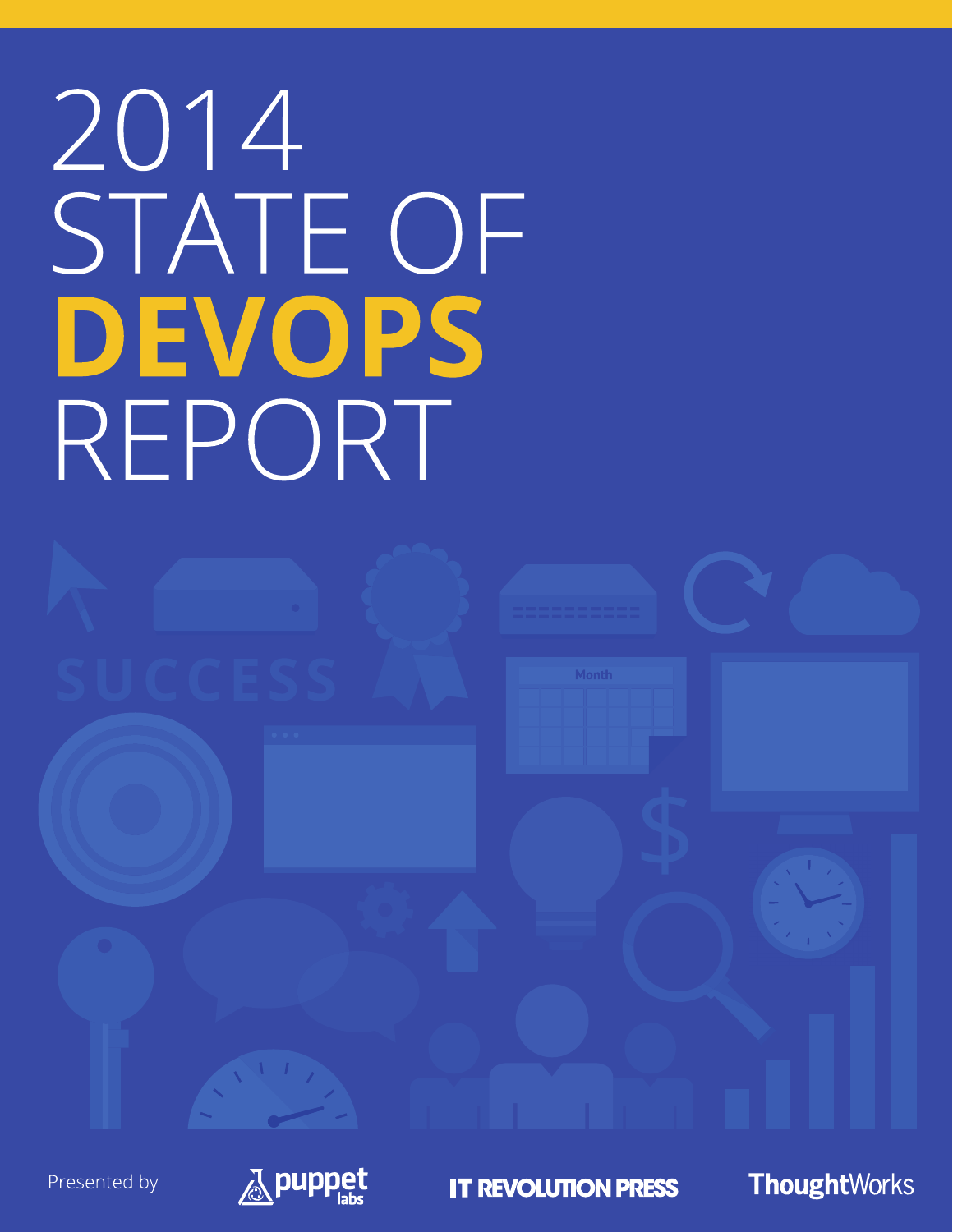# 2014 STATE OF DEVOPS REPORT

Presented by

puppet labs

IT REVOLUTION PRESS

ThoughtWorks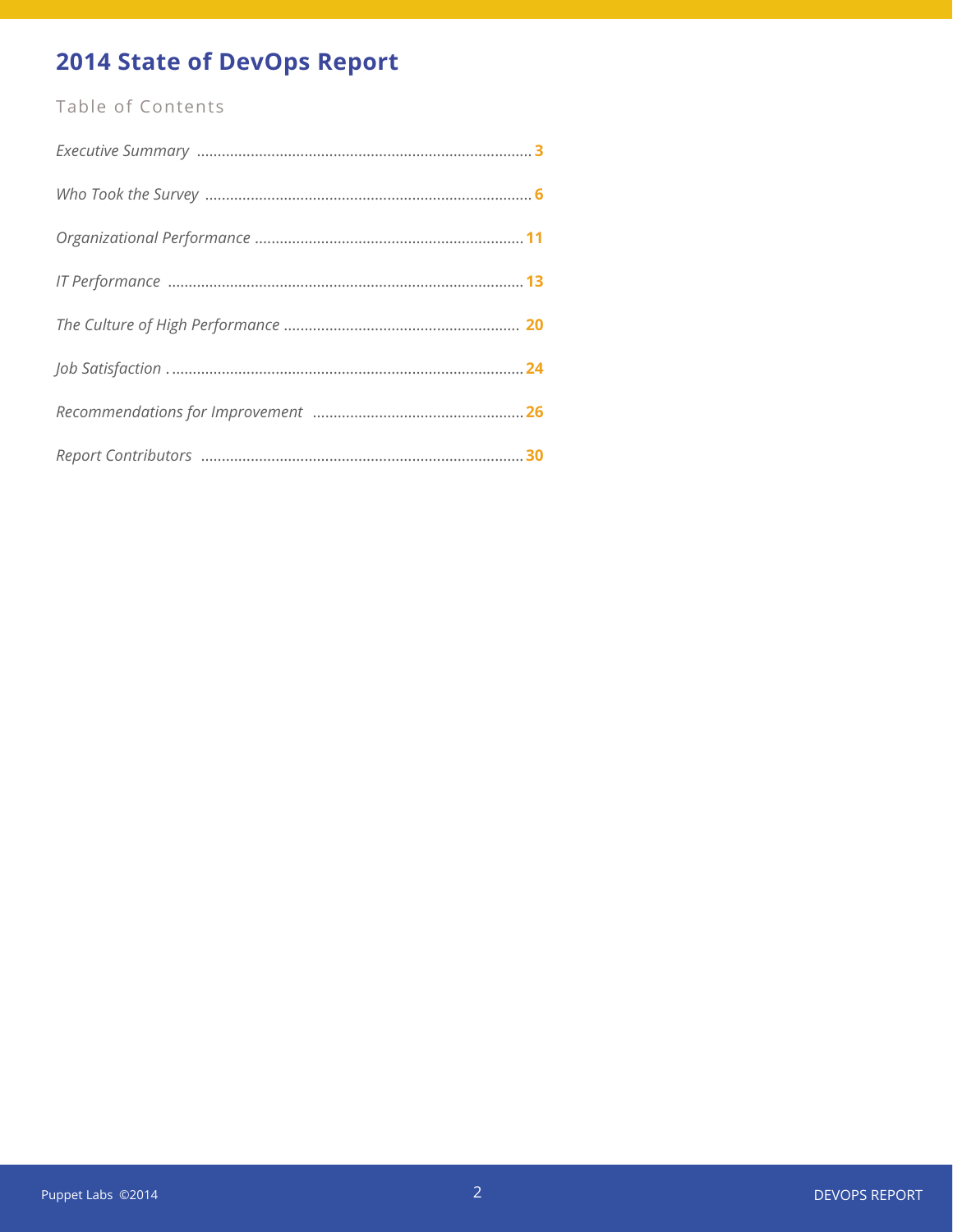# 2014 State of DevOps Report

## Table of Contents

*Executive Summary* ........................................ 3

*Who Took the Survey* ........................................ 6

*Organizational Performance* ........................................ 11

*IT Performance* ........................................ 13

*The Culture of High Performance* ........................................ 20

*Job Satisfaction* ........................................ 24

*Recommendations for Improvement* ........................................ 26

*Report Contributors* ........................................ 30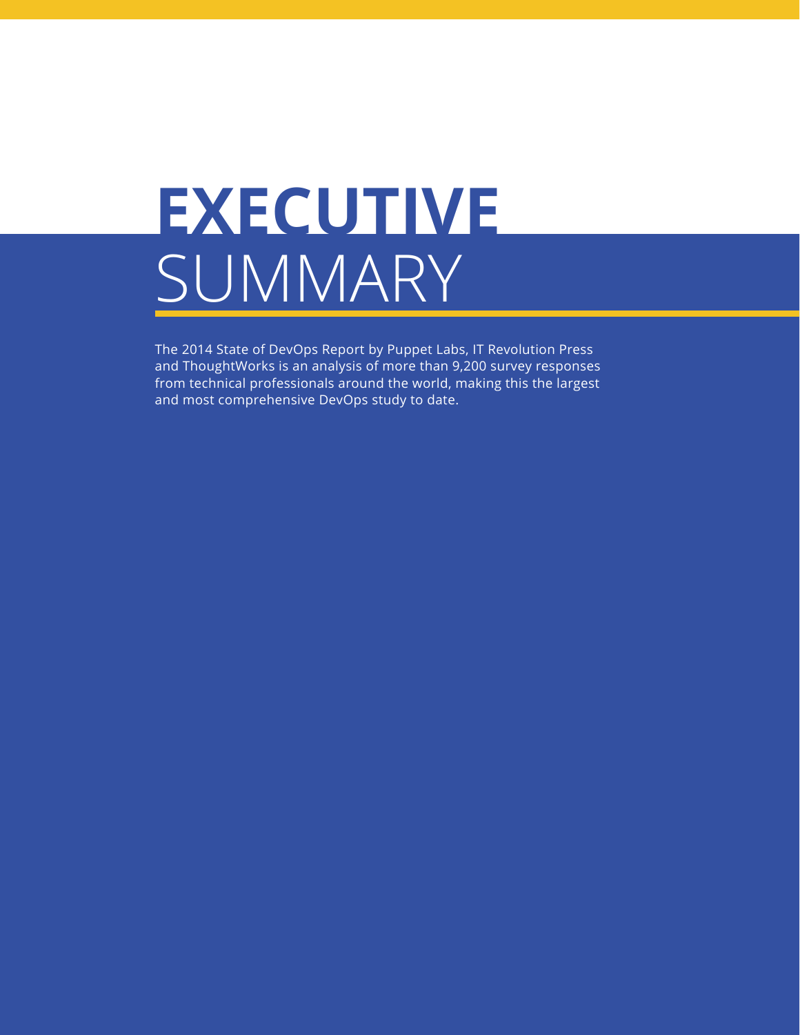# EXECUTIVE SUMMARY

The 2014 State of DevOps Report by Puppet Labs, IT Revolution Press and ThoughtWorks is an analysis of more than 9,200 survey responses from technical professionals around the world, making this the largest and most comprehensive DevOps study to date.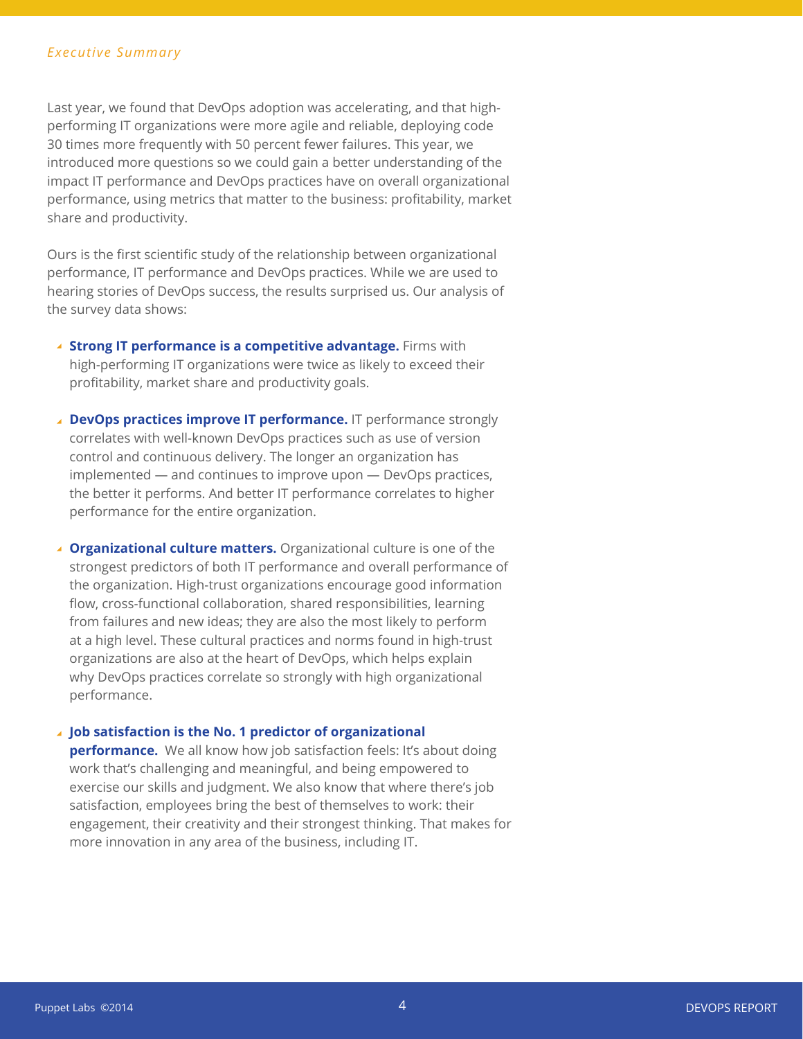*Executive Summary*

Last year, we found that DevOps adoption was accelerating, and that high-performing IT organizations were more agile and reliable, deploying code 30 times more frequently with 50 percent fewer failures. This year, we introduced more questions so we could gain a better understanding of the impact IT performance and DevOps practices have on overall organizational performance, using metrics that matter to the business: profitability, market share and productivity.

Ours is the first scientific study of the relationship between organizational performance, IT performance and DevOps practices. While we are used to hearing stories of DevOps success, the results surprised us. Our analysis of the survey data shows:

- **Strong IT performance is a competitive advantage.** Firms with high-performing IT organizations were twice as likely to exceed their profitability, market share and productivity goals.
- **DevOps practices improve IT performance.** IT performance strongly correlates with well-known DevOps practices such as use of version control and continuous delivery. The longer an organization has implemented — and continues to improve upon — DevOps practices, the better it performs. And better IT performance correlates to higher performance for the entire organization.
- **Organizational culture matters.** Organizational culture is one of the strongest predictors of both IT performance and overall performance of the organization. High-trust organizations encourage good information flow, cross-functional collaboration, shared responsibilities, learning from failures and new ideas; they are also the most likely to perform at a high level. These cultural practices and norms found in high-trust organizations are also at the heart of DevOps, which helps explain why DevOps practices correlate so strongly with high organizational performance.
- **Job satisfaction is the No. 1 predictor of organizational performance.** We all know how job satisfaction feels: It's about doing work that's challenging and meaningful, and being empowered to exercise our skills and judgment. We also know that where there's job satisfaction, employees bring the best of themselves to work: their engagement, their creativity and their strongest thinking. That makes for more innovation in any area of the business, including IT.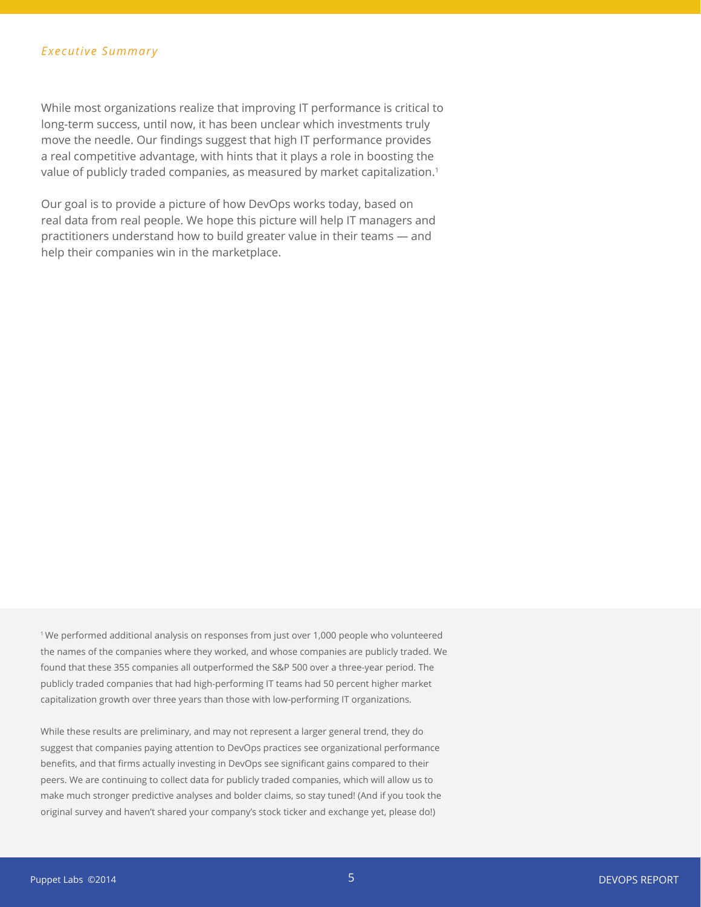*Executive Summary*

While most organizations realize that improving IT performance is critical to long-term success, until now, it has been unclear which investments truly move the needle. Our findings suggest that high IT performance provides a real competitive advantage, with hints that it plays a role in boosting the value of publicly traded companies, as measured by market capitalization.[1]

Our goal is to provide a picture of how DevOps works today, based on real data from real people. We hope this picture will help IT managers and practitioners understand how to build greater value in their teams — and help their companies win in the marketplace.

[1] We performed additional analysis on responses from just over 1,000 people who volunteered the names of the companies where they worked, and whose companies are publicly traded. We found that these 355 companies all outperformed the S&P 500 over a three-year period. The publicly traded companies that had high-performing IT teams had 50 percent higher market capitalization growth over three years than those with low-performing IT organizations.

While these results are preliminary, and may not represent a larger general trend, they do suggest that companies paying attention to DevOps practices see organizational performance benefits, and that firms actually investing in DevOps see significant gains compared to their peers. We are continuing to collect data for publicly traded companies, which will allow us to make much stronger predictive analyses and bolder claims, so stay tuned! (And if you took the original survey and haven't shared your company's stock ticker and exchange yet, please do!)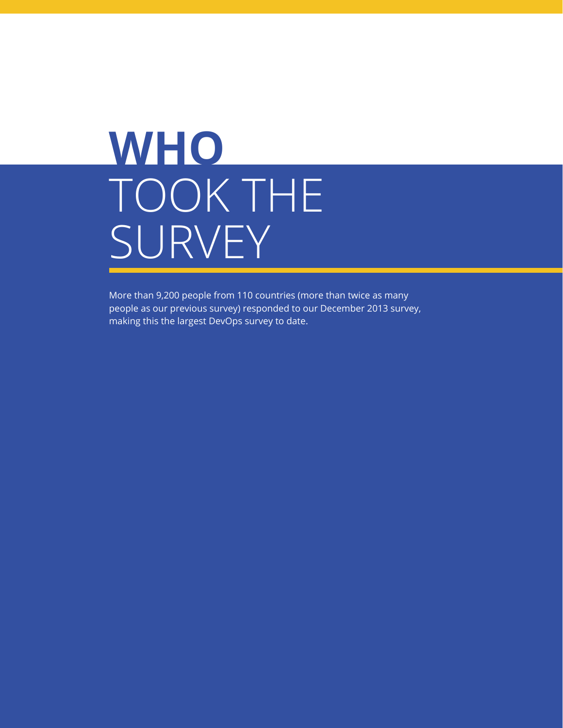# WHO TOOK THE SURVEY

More than 9,200 people from 110 countries (more than twice as many people as our previous survey) responded to our December 2013 survey, making this the largest DevOps survey to date.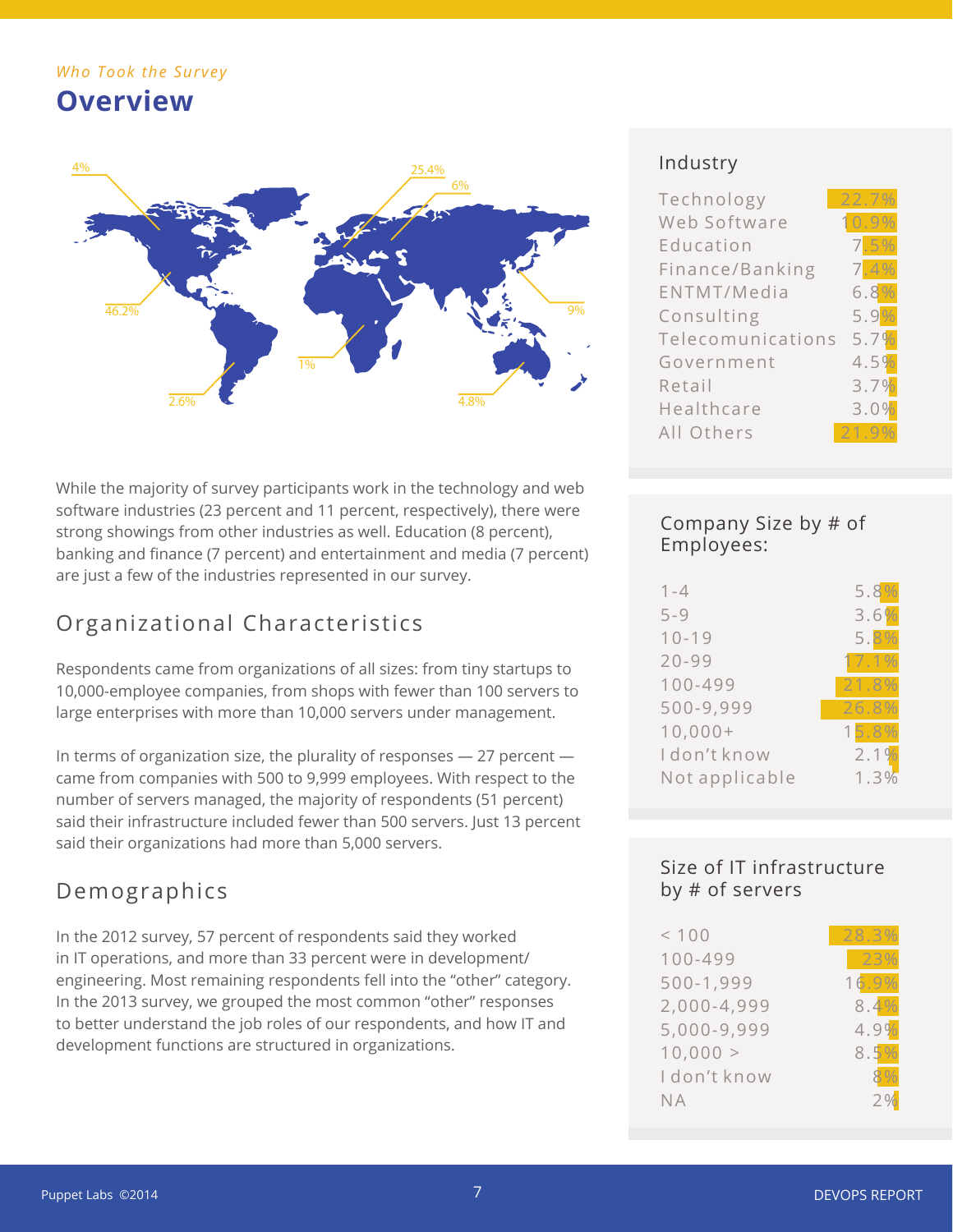*Who Took the Survey*

# Overview

4%
25.4%
6%
46.2%
9%
1%
2.6%
4.8%

While the majority of survey participants work in the technology and web software industries (23 percent and 11 percent, respectively), there were strong showings from other industries as well. Education (8 percent), banking and finance (7 percent) and entertainment and media (7 percent) are just a few of the industries represented in our survey.

## Organizational Characteristics

Respondents came from organizations of all sizes: from tiny startups to 10,000-employee companies, from shops with fewer than 100 servers to large enterprises with more than 10,000 servers under management.

In terms of organization size, the plurality of responses — 27 percent — came from companies with 500 to 9,999 employees. With respect to the number of servers managed, the majority of respondents (51 percent) said their infrastructure included fewer than 500 servers. Just 13 percent said their organizations had more than 5,000 servers.

## Demographics

In the 2012 survey, 57 percent of respondents said they worked in IT operations, and more than 33 percent were in development/ engineering. Most remaining respondents fell into the "other" category. In the 2013 survey, we grouped the most common "other" responses to better understand the job roles of our respondents, and how IT and development functions are structured in organizations.

### Industry

Technology 22.7%
Web Software 10.9%
Education 7.5%
Finance/Banking 7.4%
ENTMT/Media 6.8%
Consulting 5.9%
Telecomunications 5.7%
Government 4.5%
Retail 3.7%
Healthcare 3.0%
All Others 21.9%

### Company Size by # of Employees:

1-4 5.8%
5-9 3.6%
10-19 5.8%
20-99 17.1%
100-499 21.8%
500-9,999 26.8%
10,000+ 15.8%
I don't know 2.1%
Not applicable 1.3%

### Size of IT infrastructure by # of servers

< 100 28.3%
100-499 23%
500-1,999 16.9%
2,000-4,999 8.4%
5,000-9,999 4.9%
10,000 > 8.5%
I don't know 8%
NA 2%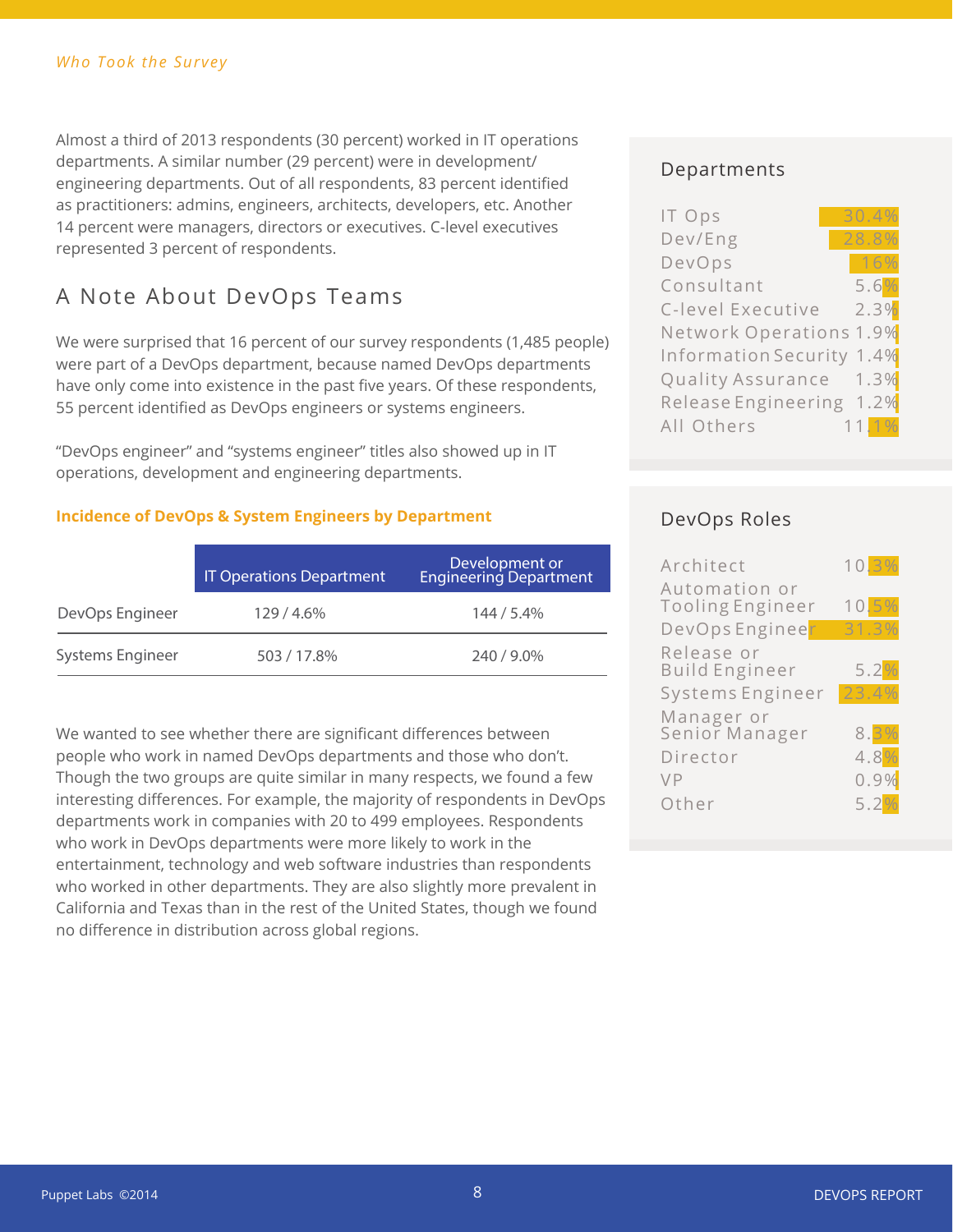Almost a third of 2013 respondents (30 percent) worked in IT operations departments. A similar number (29 percent) were in development/engineering departments. Out of all respondents, 83 percent identified as practitioners: admins, engineers, architects, developers, etc. Another 14 percent were managers, directors or executives. C-level executives represented 3 percent of respondents.

## A Note About DevOps Teams

We were surprised that 16 percent of our survey respondents (1,485 people) were part of a DevOps department, because named DevOps departments have only come into existence in the past five years. Of these respondents, 55 percent identified as DevOps engineers or systems engineers.

"DevOps engineer" and "systems engineer" titles also showed up in IT operations, development and engineering departments.

**Incidence of DevOps & System Engineers by Department**

| | IT Operations Department | Development or Engineering Department |
|---|---|---|
| DevOps Engineer | 129 / 4.6% | 144 / 5.4% |
| Systems Engineer | 503 / 17.8% | 240 / 9.0% |

We wanted to see whether there are significant differences between people who work in named DevOps departments and those who don't. Though the two groups are quite similar in many respects, we found a few interesting differences. For example, the majority of respondents in DevOps departments work in companies with 20 to 499 employees. Respondents who work in DevOps departments were more likely to work in the entertainment, technology and web software industries than respondents who worked in other departments. They are also slightly more prevalent in California and Texas than in the rest of the United States, though we found no difference in distribution across global regions.

### Departments

| Department | Percent |
|---|---|
| IT Ops | 30.4% |
| Dev/Eng | 28.8% |
| DevOps | 16% |
| Consultant | 5.6% |
| C-level Executive | 2.3% |
| Network Operations | 1.9% |
| Information Security | 1.4% |
| Quality Assurance | 1.3% |
| Release Engineering | 1.2% |
| All Others | 11.1% |

### DevOps Roles

| Role | Percent |
|---|---|
| Architect | 10.3% |
| Automation or Tooling Engineer | 10.5% |
| DevOps Engineer | 31.3% |
| Release or Build Engineer | 5.2% |
| Systems Engineer | 23.4% |
| Manager or Senior Manager | 8.3% |
| Director | 4.8% |
| VP | 0.9% |
| Other | 5.2% |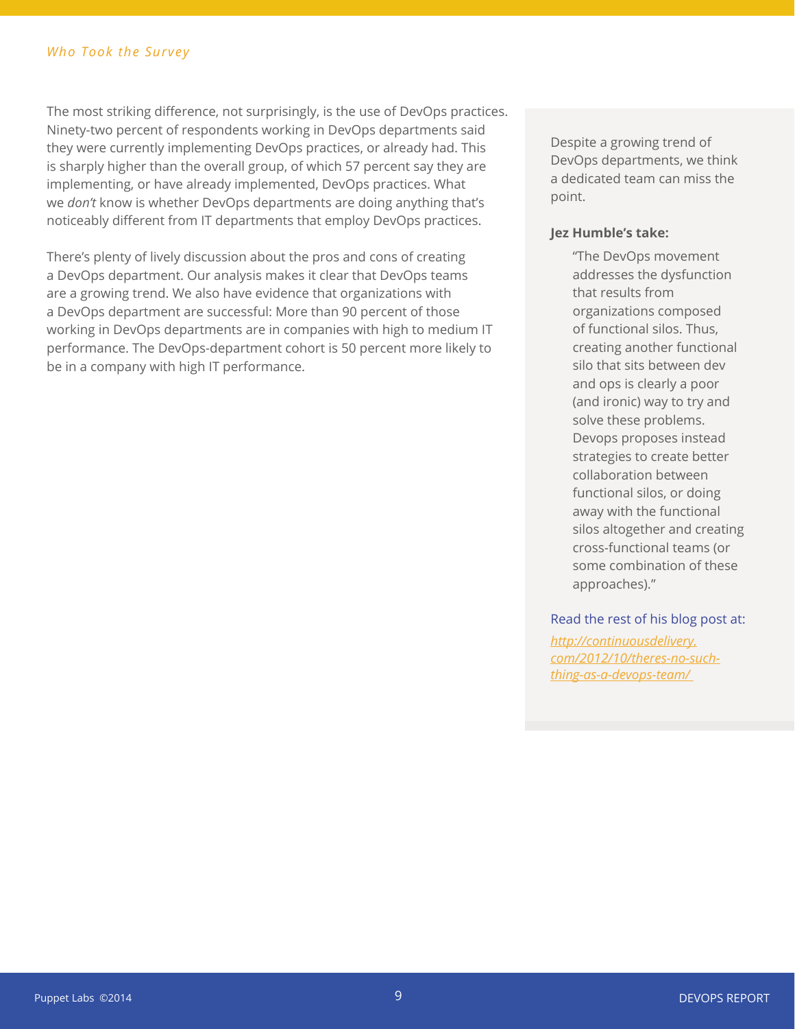The most striking difference, not surprisingly, is the use of DevOps practices. Ninety-two percent of respondents working in DevOps departments said they were currently implementing DevOps practices, or already had. This is sharply higher than the overall group, of which 57 percent say they are implementing, or have already implemented, DevOps practices. What we *don't* know is whether DevOps departments are doing anything that's noticeably different from IT departments that employ DevOps practices.

There's plenty of lively discussion about the pros and cons of creating a DevOps department. Our analysis makes it clear that DevOps teams are a growing trend. We also have evidence that organizations with a DevOps department are successful: More than 90 percent of those working in DevOps departments are in companies with high to medium IT performance. The DevOps-department cohort is 50 percent more likely to be in a company with high IT performance.

Despite a growing trend of DevOps departments, we think a dedicated team can miss the point.

**Jez Humble's take:**

> "The DevOps movement addresses the dysfunction that results from organizations composed of functional silos. Thus, creating another functional silo that sits between dev and ops is clearly a poor (and ironic) way to try and solve these problems. Devops proposes instead strategies to create better collaboration between functional silos, or doing away with the functional silos altogether and creating cross-functional teams (or some combination of these approaches)."

Read the rest of his blog post at:

*http://continuousdelivery.com/2012/10/theres-no-such-thing-as-a-devops-team/*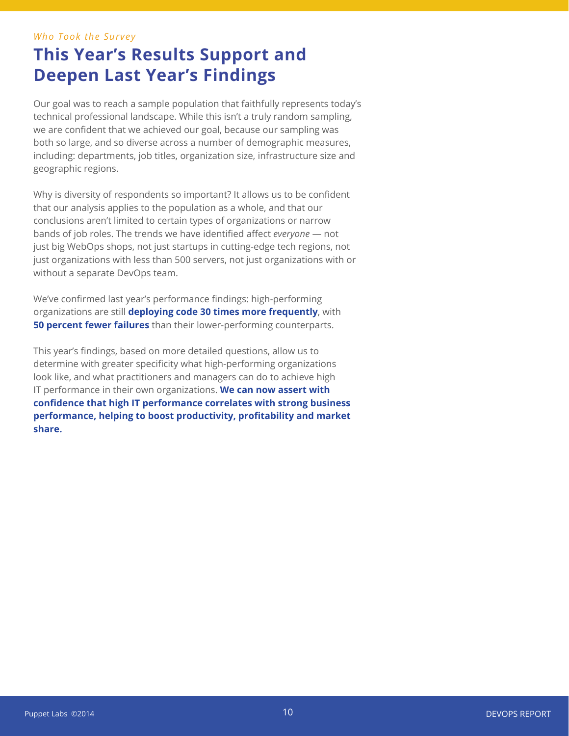*Who Took the Survey*

# This Year's Results Support and Deepen Last Year's Findings

Our goal was to reach a sample population that faithfully represents today's technical professional landscape. While this isn't a truly random sampling, we are confident that we achieved our goal, because our sampling was both so large, and so diverse across a number of demographic measures, including: departments, job titles, organization size, infrastructure size and geographic regions.

Why is diversity of respondents so important? It allows us to be confident that our analysis applies to the population as a whole, and that our conclusions aren't limited to certain types of organizations or narrow bands of job roles. The trends we have identified affect *everyone* — not just big WebOps shops, not just startups in cutting-edge tech regions, not just organizations with less than 500 servers, not just organizations with or without a separate DevOps team.

We've confirmed last year's performance findings: high-performing organizations are still **deploying code 30 times more frequently**, with **50 percent fewer failures** than their lower-performing counterparts.

This year's findings, based on more detailed questions, allow us to determine with greater specificity what high-performing organizations look like, and what practitioners and managers can do to achieve high IT performance in their own organizations. **We can now assert with confidence that high IT performance correlates with strong business performance, helping to boost productivity, profitability and market share.**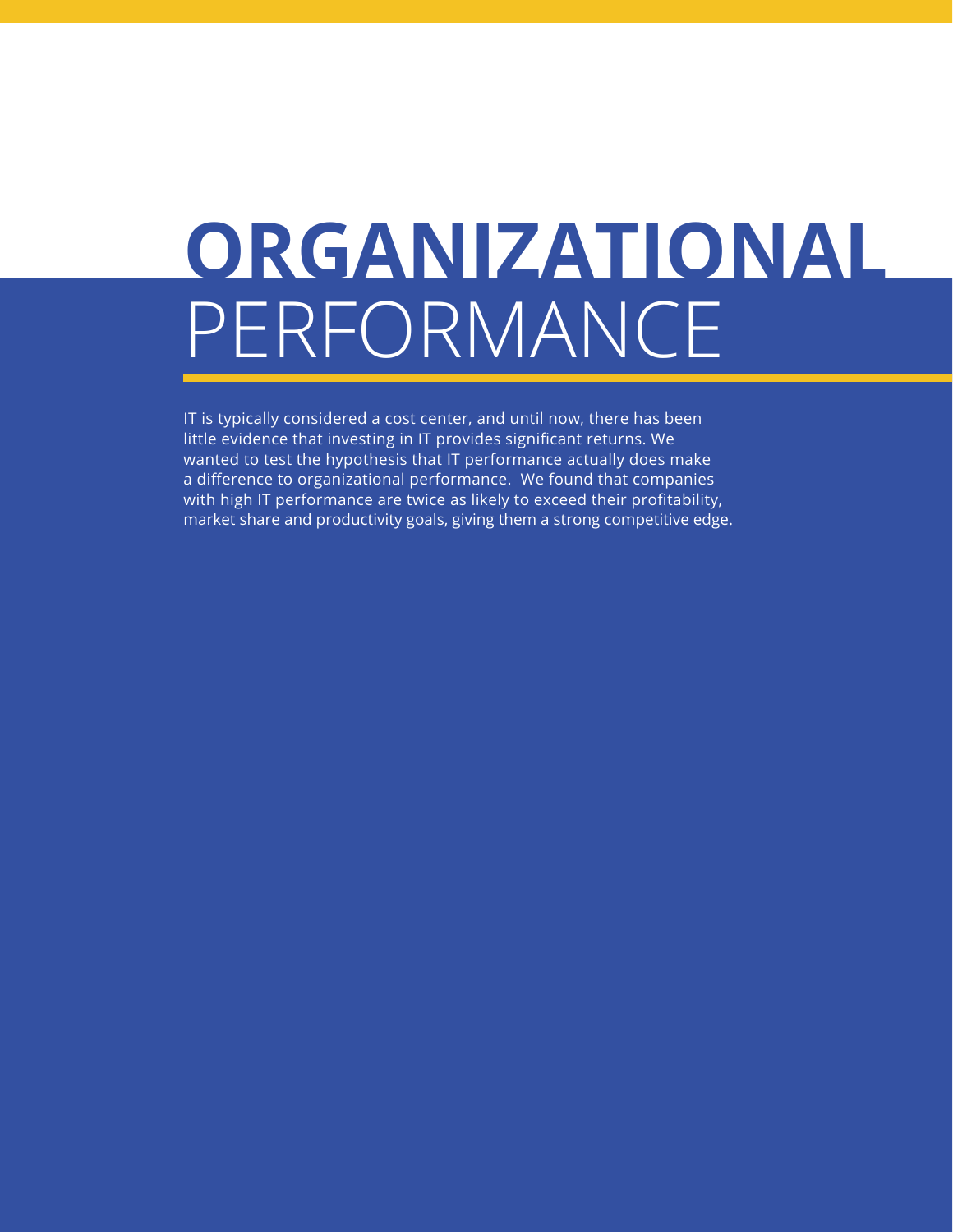# ORGANIZATIONAL PERFORMANCE

IT is typically considered a cost center, and until now, there has been little evidence that investing in IT provides significant returns. We wanted to test the hypothesis that IT performance actually does make a difference to organizational performance. We found that companies with high IT performance are twice as likely to exceed their profitability, market share and productivity goals, giving them a strong competitive edge.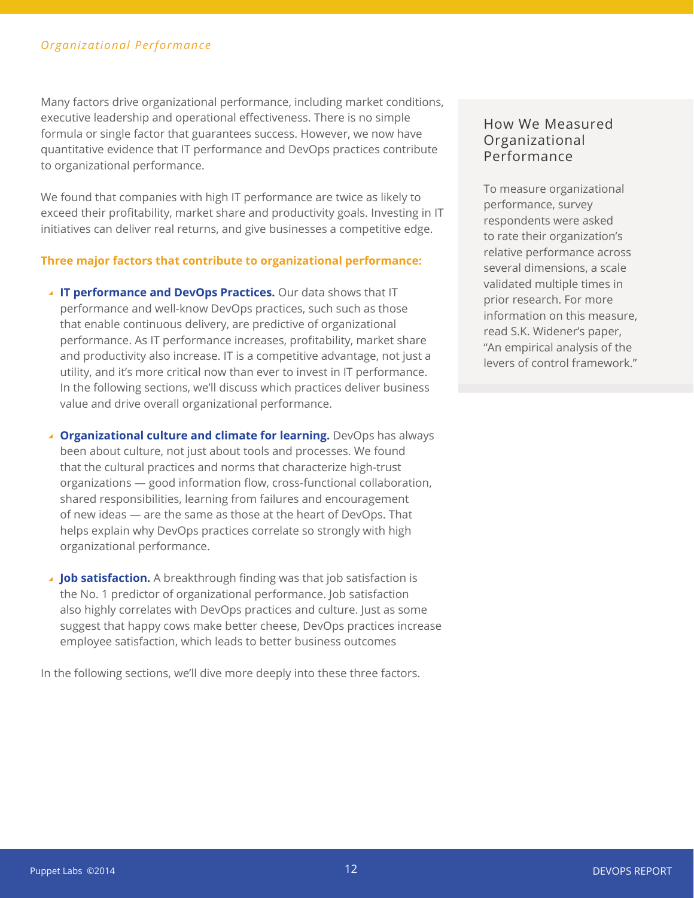# Organizational Performance

Many factors drive organizational performance, including market conditions, executive leadership and operational effectiveness. There is no simple formula or single factor that guarantees success. However, we now have quantitative evidence that IT performance and DevOps practices contribute to organizational performance.

We found that companies with high IT performance are twice as likely to exceed their profitability, market share and productivity goals. Investing in IT initiatives can deliver real returns, and give businesses a competitive edge.

**Three major factors that contribute to organizational performance:**

- **IT performance and DevOps Practices.** Our data shows that IT performance and well-know DevOps practices, such such as those that enable continuous delivery, are predictive of organizational performance. As IT performance increases, profitability, market share and productivity also increase. IT is a competitive advantage, not just a utility, and it's more critical now than ever to invest in IT performance. In the following sections, we'll discuss which practices deliver business value and drive overall organizational performance.
- **Organizational culture and climate for learning.** DevOps has always been about culture, not just about tools and processes. We found that the cultural practices and norms that characterize high-trust organizations — good information flow, cross-functional collaboration, shared responsibilities, learning from failures and encouragement of new ideas — are the same as those at the heart of DevOps. That helps explain why DevOps practices correlate so strongly with high organizational performance.
- **Job satisfaction.** A breakthrough finding was that job satisfaction is the No. 1 predictor of organizational performance. Job satisfaction also highly correlates with DevOps practices and culture. Just as some suggest that happy cows make better cheese, DevOps practices increase employee satisfaction, which leads to better business outcomes

In the following sections, we'll dive more deeply into these three factors.

## How We Measured Organizational Performance

To measure organizational performance, survey respondents were asked to rate their organization's relative performance across several dimensions, a scale validated multiple times in prior research. For more information on this measure, read S.K. Widener's paper, "An empirical analysis of the levers of control framework."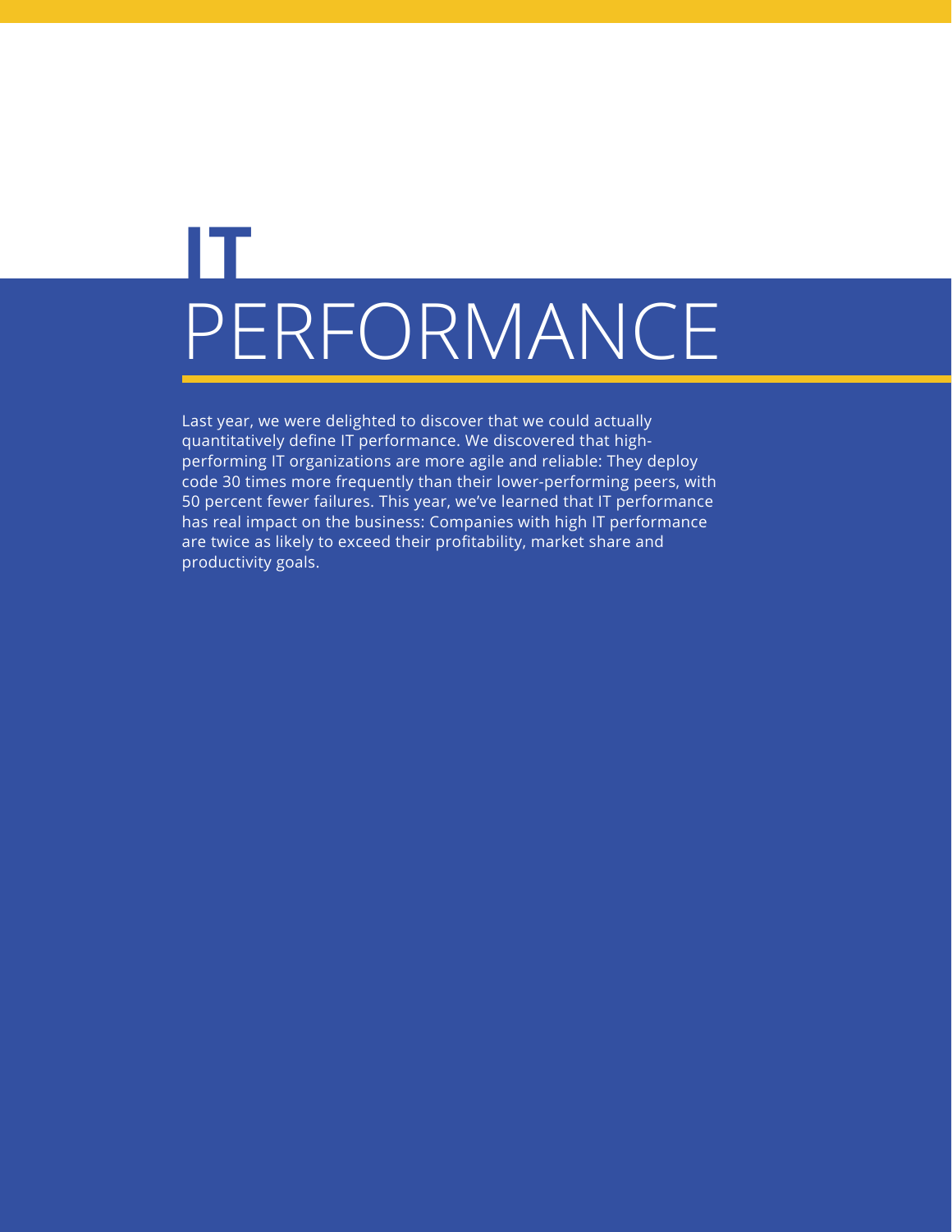# IT PERFORMANCE

Last year, we were delighted to discover that we could actually quantitatively define IT performance. We discovered that high-performing IT organizations are more agile and reliable: They deploy code 30 times more frequently than their lower-performing peers, with 50 percent fewer failures. This year, we've learned that IT performance has real impact on the business: Companies with high IT performance are twice as likely to exceed their profitability, market share and productivity goals.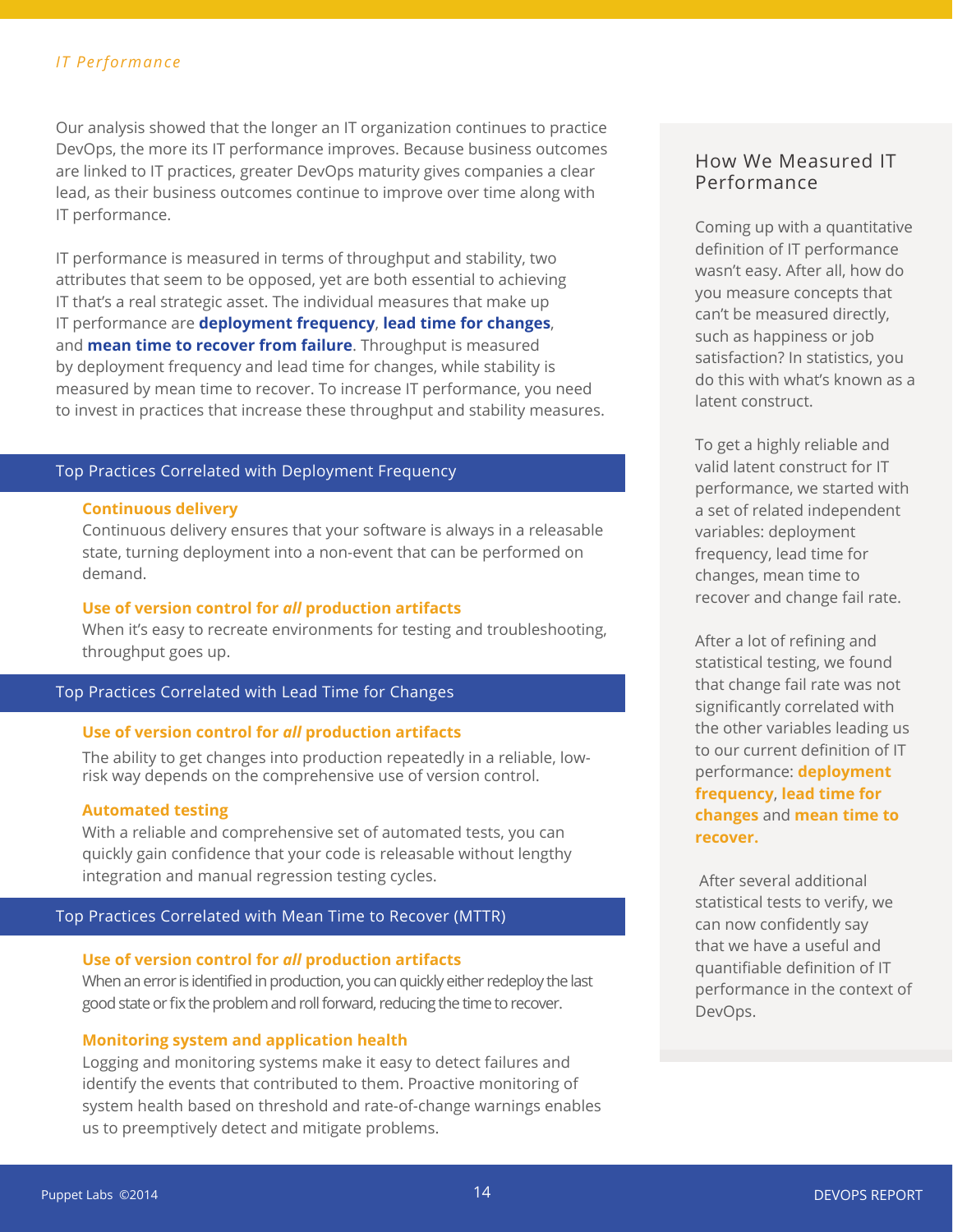Our analysis showed that the longer an IT organization continues to practice DevOps, the more its IT performance improves. Because business outcomes are linked to IT practices, greater DevOps maturity gives companies a clear lead, as their business outcomes continue to improve over time along with IT performance.

IT performance is measured in terms of throughput and stability, two attributes that seem to be opposed, yet are both essential to achieving IT that's a real strategic asset. The individual measures that make up IT performance are **deployment frequency**, **lead time for changes**, and **mean time to recover from failure**. Throughput is measured by deployment frequency and lead time for changes, while stability is measured by mean time to recover. To increase IT performance, you need to invest in practices that increase these throughput and stability measures.

## Top Practices Correlated with Deployment Frequency

**Continuous delivery**
Continuous delivery ensures that your software is always in a releasable state, turning deployment into a non-event that can be performed on demand.

**Use of version control for *all* production artifacts**
When it's easy to recreate environments for testing and troubleshooting, throughput goes up.

## Top Practices Correlated with Lead Time for Changes

**Use of version control for *all* production artifacts**
The ability to get changes into production repeatedly in a reliable, low-risk way depends on the comprehensive use of version control.

**Automated testing**
With a reliable and comprehensive set of automated tests, you can quickly gain confidence that your code is releasable without lengthy integration and manual regression testing cycles.

## Top Practices Correlated with Mean Time to Recover (MTTR)

**Use of version control for *all* production artifacts**
When an error is identified in production, you can quickly either redeploy the last good state or fix the problem and roll forward, reducing the time to recover.

**Monitoring system and application health**
Logging and monitoring systems make it easy to detect failures and identify the events that contributed to them. Proactive monitoring of system health based on threshold and rate-of-change warnings enables us to preemptively detect and mitigate problems.

## How We Measured IT Performance

Coming up with a quantitative definition of IT performance wasn't easy. After all, how do you measure concepts that can't be measured directly, such as happiness or job satisfaction? In statistics, you do this with what's known as a latent construct.

To get a highly reliable and valid latent construct for IT performance, we started with a set of related independent variables: deployment frequency, lead time for changes, mean time to recover and change fail rate.

After a lot of refining and statistical testing, we found that change fail rate was not significantly correlated with the other variables leading us to our current definition of IT performance: **deployment frequency**, **lead time for changes** and **mean time to recover.**

After several additional statistical tests to verify, we can now confidently say that we have a useful and quantifiable definition of IT performance in the context of DevOps.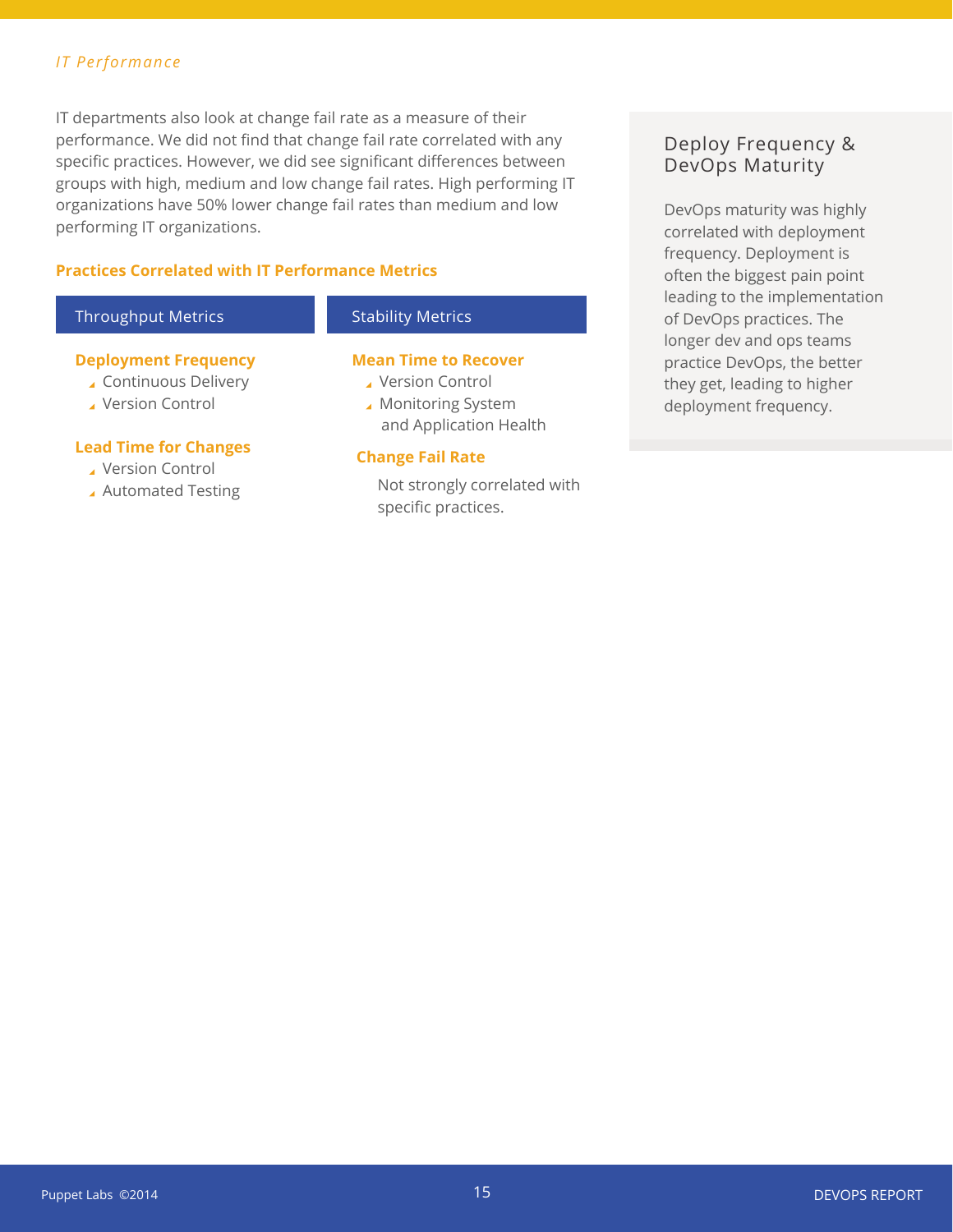IT departments also look at change fail rate as a measure of their performance. We did not find that change fail rate correlated with any specific practices. However, we did see significant differences between groups with high, medium and low change fail rates. High performing IT organizations have 50% lower change fail rates than medium and low performing IT organizations.

### Practices Correlated with IT Performance Metrics

#### Throughput Metrics

**Deployment Frequency**

- Continuous Delivery
- Version Control

**Lead Time for Changes**

- Version Control
- Automated Testing

#### Stability Metrics

**Mean Time to Recover**

- Version Control
- Monitoring System and Application Health

**Change Fail Rate**

Not strongly correlated with specific practices.

## Deploy Frequency & DevOps Maturity

DevOps maturity was highly correlated with deployment frequency. Deployment is often the biggest pain point leading to the implementation of DevOps practices. The longer dev and ops teams practice DevOps, the better they get, leading to higher deployment frequency.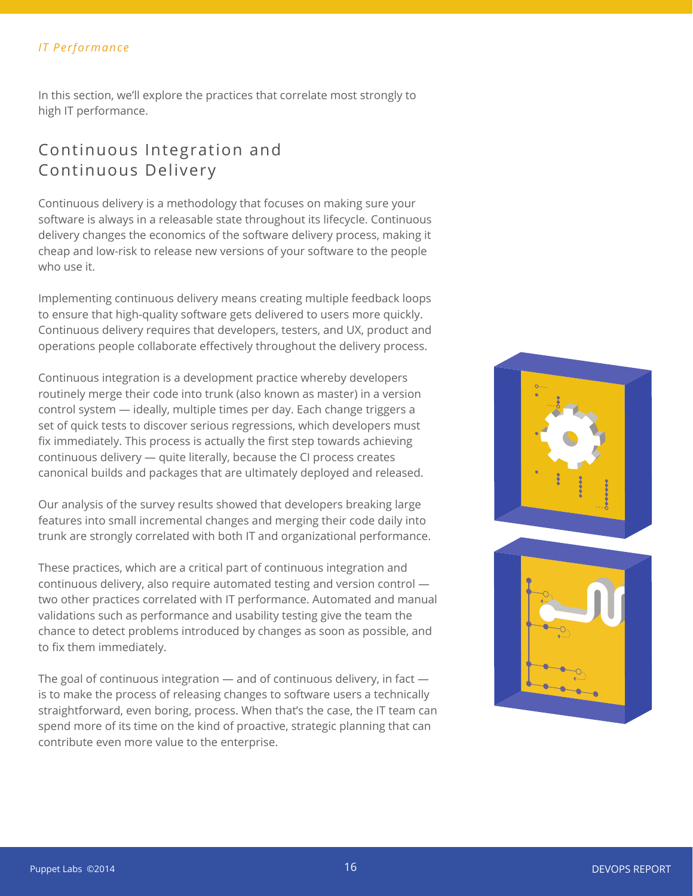In this section, we'll explore the practices that correlate most strongly to high IT performance.

## Continuous Integration and Continuous Delivery

Continuous delivery is a methodology that focuses on making sure your software is always in a releasable state throughout its lifecycle. Continuous delivery changes the economics of the software delivery process, making it cheap and low-risk to release new versions of your software to the people who use it.

Implementing continuous delivery means creating multiple feedback loops to ensure that high-quality software gets delivered to users more quickly. Continuous delivery requires that developers, testers, and UX, product and operations people collaborate effectively throughout the delivery process.

Continuous integration is a development practice whereby developers routinely merge their code into trunk (also known as master) in a version control system — ideally, multiple times per day. Each change triggers a set of quick tests to discover serious regressions, which developers must fix immediately. This process is actually the first step towards achieving continuous delivery — quite literally, because the CI process creates canonical builds and packages that are ultimately deployed and released.

Our analysis of the survey results showed that developers breaking large features into small incremental changes and merging their code daily into trunk are strongly correlated with both IT and organizational performance.

These practices, which are a critical part of continuous integration and continuous delivery, also require automated testing and version control — two other practices correlated with IT performance. Automated and manual validations such as performance and usability testing give the team the chance to detect problems introduced by changes as soon as possible, and to fix them immediately.

The goal of continuous integration — and of continuous delivery, in fact — is to make the process of releasing changes to software users a technically straightforward, even boring, process. When that's the case, the IT team can spend more of its time on the kind of proactive, strategic planning that can contribute even more value to the enterprise.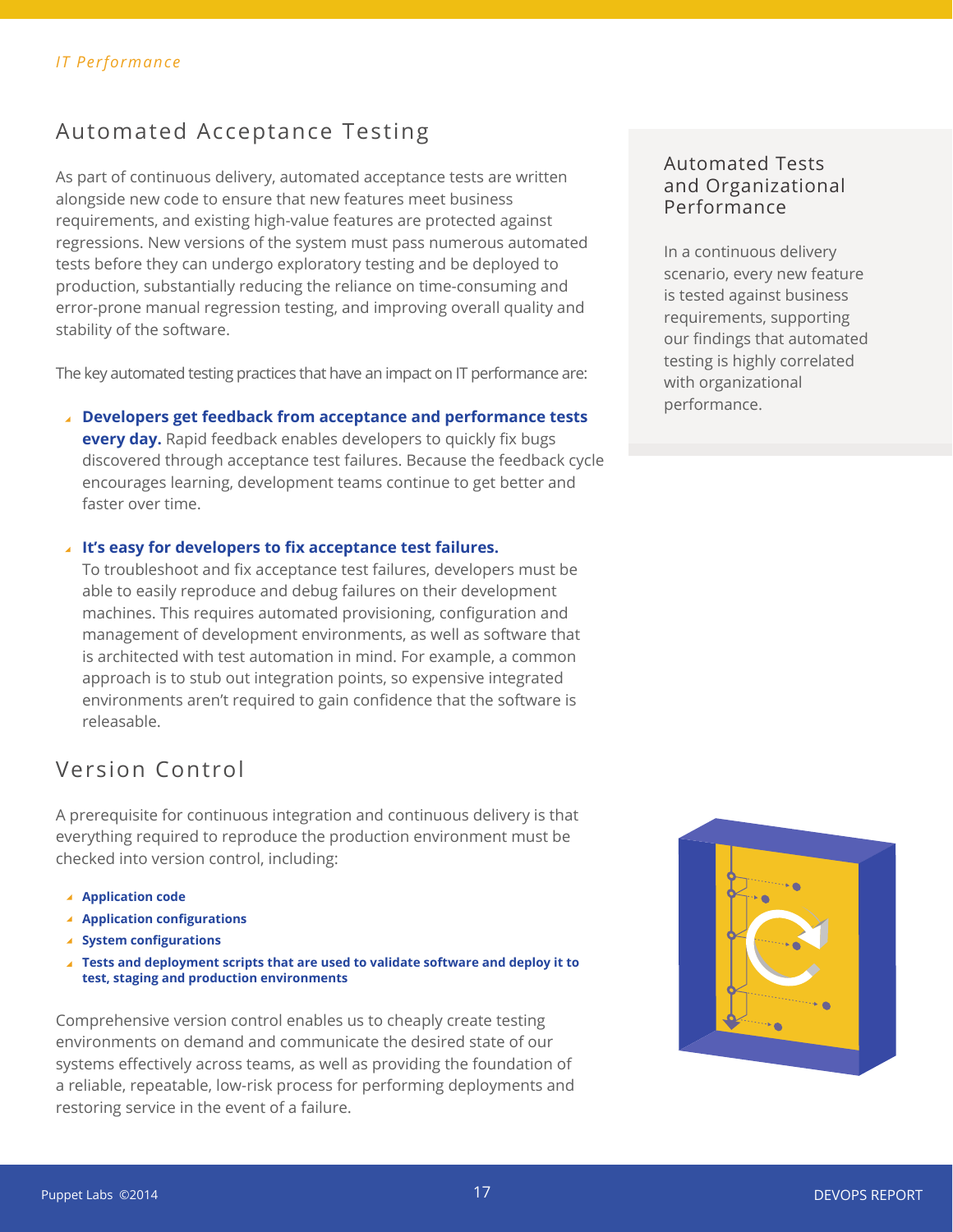## Automated Acceptance Testing

As part of continuous delivery, automated acceptance tests are written alongside new code to ensure that new features meet business requirements, and existing high-value features are protected against regressions. New versions of the system must pass numerous automated tests before they can undergo exploratory testing and be deployed to production, substantially reducing the reliance on time-consuming and error-prone manual regression testing, and improving overall quality and stability of the software.

The key automated testing practices that have an impact on IT performance are:

- **Developers get feedback from acceptance and performance tests every day.** Rapid feedback enables developers to quickly fix bugs discovered through acceptance test failures. Because the feedback cycle encourages learning, development teams continue to get better and faster over time.
- **It's easy for developers to fix acceptance test failures.** To troubleshoot and fix acceptance test failures, developers must be able to easily reproduce and debug failures on their development machines. This requires automated provisioning, configuration and management of development environments, as well as software that is architected with test automation in mind. For example, a common approach is to stub out integration points, so expensive integrated environments aren't required to gain confidence that the software is releasable.

### Automated Tests and Organizational Performance

In a continuous delivery scenario, every new feature is tested against business requirements, supporting our findings that automated testing is highly correlated with organizational performance.

## Version Control

A prerequisite for continuous integration and continuous delivery is that everything required to reproduce the production environment must be checked into version control, including:

- **Application code**
- **Application configurations**
- **System configurations**
- **Tests and deployment scripts that are used to validate software and deploy it to test, staging and production environments**

Comprehensive version control enables us to cheaply create testing environments on demand and communicate the desired state of our systems effectively across teams, as well as providing the foundation of a reliable, repeatable, low-risk process for performing deployments and restoring service in the event of a failure.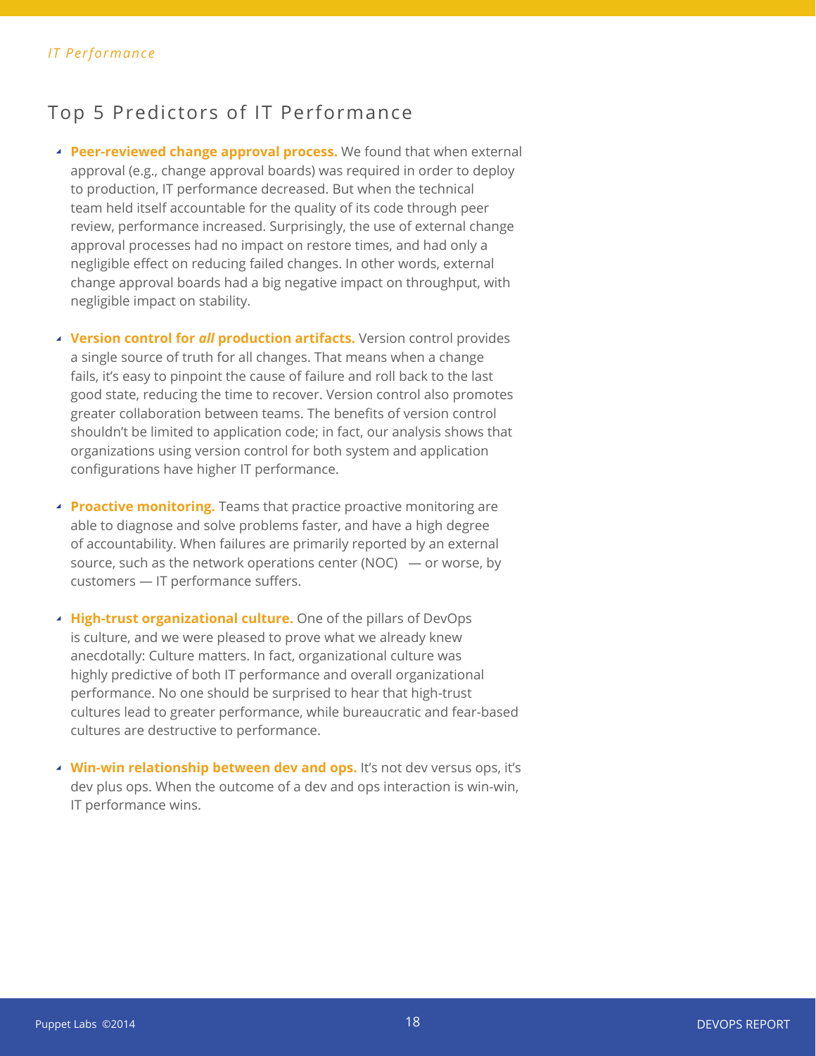## Top 5 Predictors of IT Performance

- **Peer-reviewed change approval process.** We found that when external approval (e.g., change approval boards) was required in order to deploy to production, IT performance decreased. But when the technical team held itself accountable for the quality of its code through peer review, performance increased. Surprisingly, the use of external change approval processes had no impact on restore times, and had only a negligible effect on reducing failed changes. In other words, external change approval boards had a big negative impact on throughput, with negligible impact on stability.

- **Version control for *all* production artifacts.** Version control provides a single source of truth for all changes. That means when a change fails, it's easy to pinpoint the cause of failure and roll back to the last good state, reducing the time to recover. Version control also promotes greater collaboration between teams. The benefits of version control shouldn't be limited to application code; in fact, our analysis shows that organizations using version control for both system and application configurations have higher IT performance.

- **Proactive monitoring.** Teams that practice proactive monitoring are able to diagnose and solve problems faster, and have a high degree of accountability. When failures are primarily reported by an external source, such as the network operations center (NOC) — or worse, by customers — IT performance suffers.

- **High-trust organizational culture.** One of the pillars of DevOps is culture, and we were pleased to prove what we already knew anecdotally: Culture matters. In fact, organizational culture was highly predictive of both IT performance and overall organizational performance. No one should be surprised to hear that high-trust cultures lead to greater performance, while bureaucratic and fear-based cultures are destructive to performance.

- **Win-win relationship between dev and ops.** It's not dev versus ops, it's dev plus ops. When the outcome of a dev and ops interaction is win-win, IT performance wins.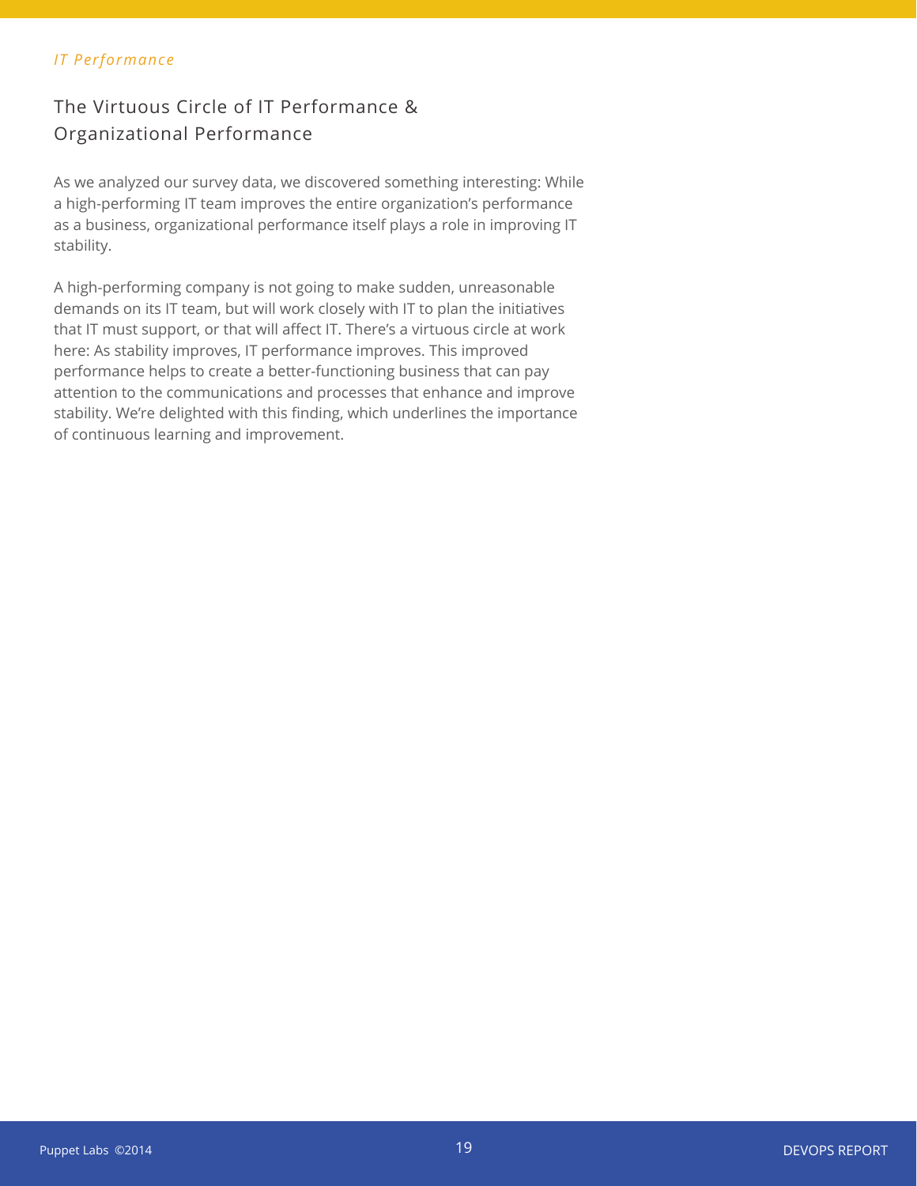## The Virtuous Circle of IT Performance & Organizational Performance

As we analyzed our survey data, we discovered something interesting: While a high-performing IT team improves the entire organization's performance as a business, organizational performance itself plays a role in improving IT stability.

A high-performing company is not going to make sudden, unreasonable demands on its IT team, but will work closely with IT to plan the initiatives that IT must support, or that will affect IT. There's a virtuous circle at work here: As stability improves, IT performance improves. This improved performance helps to create a better-functioning business that can pay attention to the communications and processes that enhance and improve stability. We're delighted with this finding, which underlines the importance of continuous learning and improvement.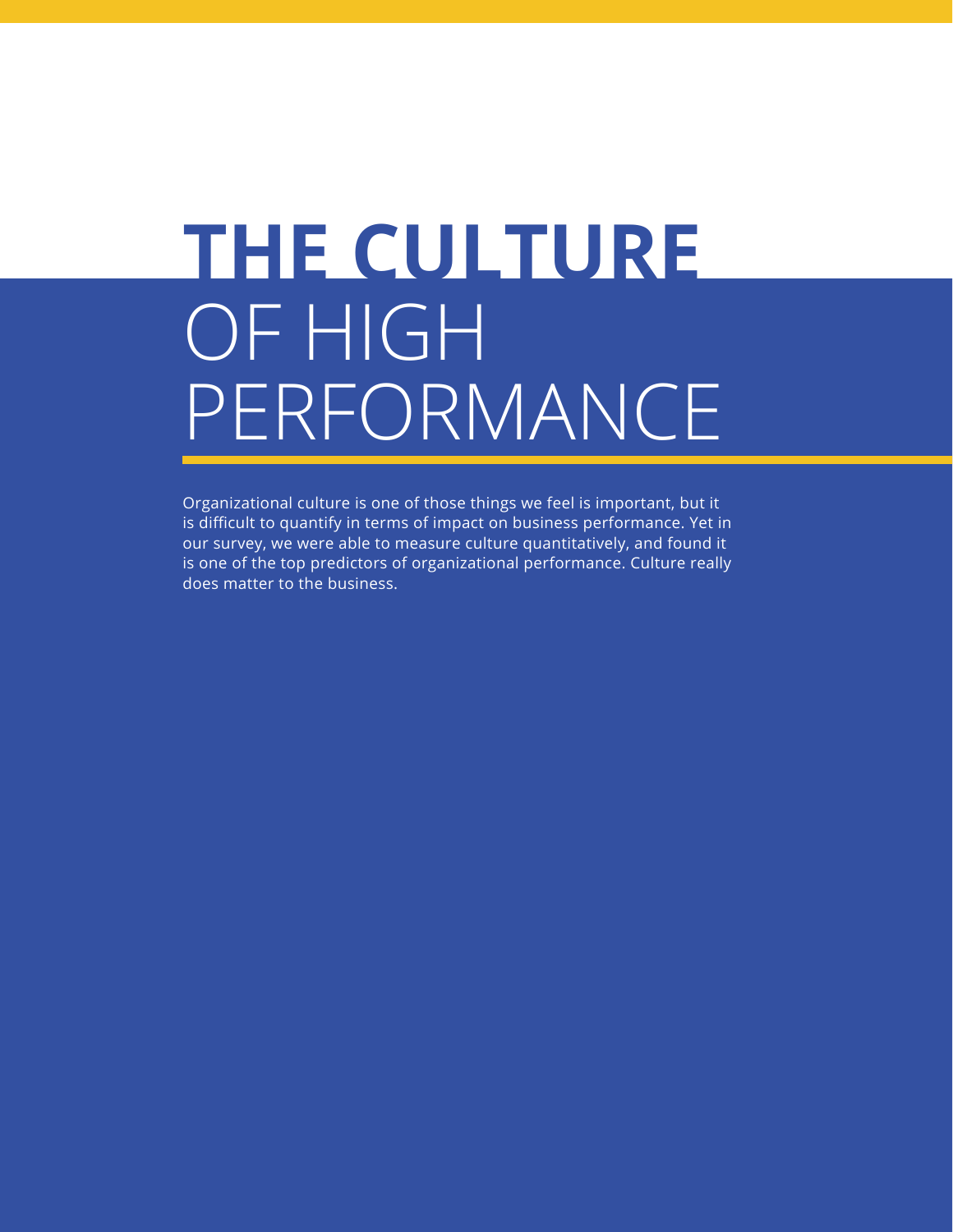# THE CULTURE OF HIGH PERFORMANCE

Organizational culture is one of those things we feel is important, but it is difficult to quantify in terms of impact on business performance. Yet in our survey, we were able to measure culture quantitatively, and found it is one of the top predictors of organizational performance. Culture really does matter to the business.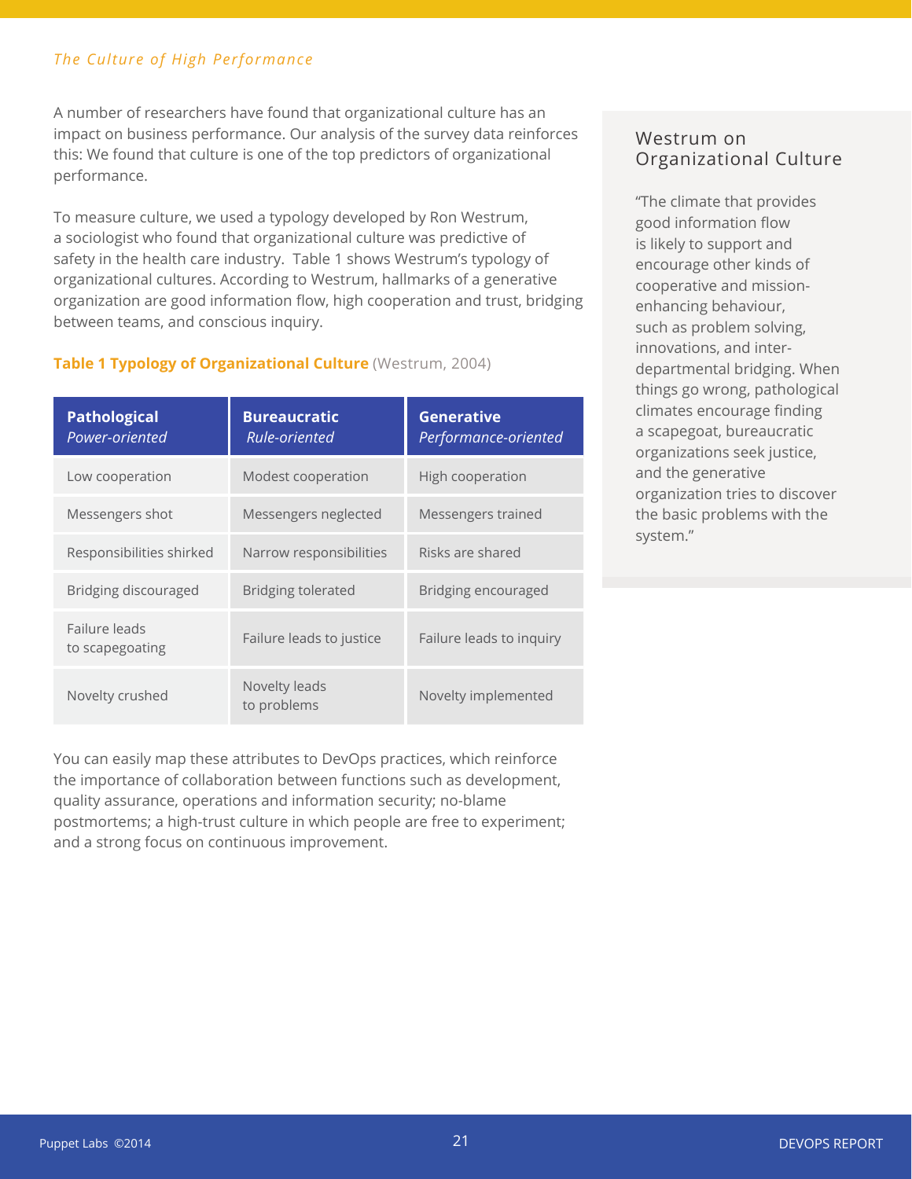## The Culture of High Performance

A number of researchers have found that organizational culture has an impact on business performance. Our analysis of the survey data reinforces this: We found that culture is one of the top predictors of organizational performance.

To measure culture, we used a typology developed by Ron Westrum, a sociologist who found that organizational culture was predictive of safety in the health care industry. Table 1 shows Westrum's typology of organizational cultures. According to Westrum, hallmarks of a generative organization are good information flow, high cooperation and trust, bridging between teams, and conscious inquiry.

**Table 1 Typology of Organizational Culture** (Westrum, 2004)

| **Pathological** *Power-oriented* | **Bureaucratic** *Rule-oriented* | **Generative** *Performance-oriented* |
|---|---|---|
| Low cooperation | Modest cooperation | High cooperation |
| Messengers shot | Messengers neglected | Messengers trained |
| Responsibilities shirked | Narrow responsibilities | Risks are shared |
| Bridging discouraged | Bridging tolerated | Bridging encouraged |
| Failure leads to scapegoating | Failure leads to justice | Failure leads to inquiry |
| Novelty crushed | Novelty leads to problems | Novelty implemented |

You can easily map these attributes to DevOps practices, which reinforce the importance of collaboration between functions such as development, quality assurance, operations and information security; no-blame postmortems; a high-trust culture in which people are free to experiment; and a strong focus on continuous improvement.

### Westrum on Organizational Culture

"The climate that provides good information flow is likely to support and encourage other kinds of cooperative and mission-enhancing behaviour, such as problem solving, innovations, and inter-departmental bridging. When things go wrong, pathological climates encourage finding a scapegoat, bureaucratic organizations seek justice, and the generative organization tries to discover the basic problems with the system."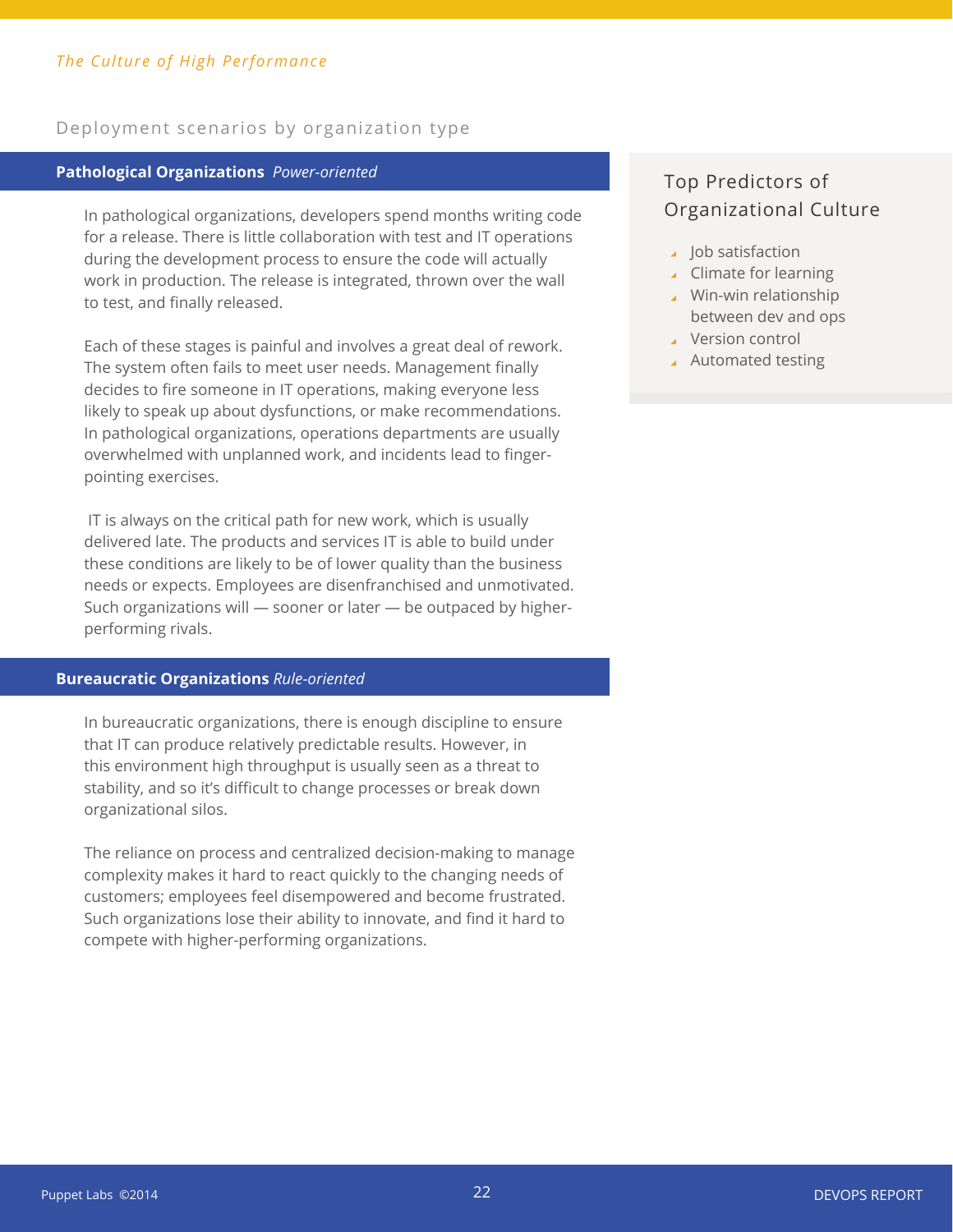## Deployment scenarios by organization type

### Pathological Organizations *Power-oriented*

In pathological organizations, developers spend months writing code for a release. There is little collaboration with test and IT operations during the development process to ensure the code will actually work in production. The release is integrated, thrown over the wall to test, and finally released.

Each of these stages is painful and involves a great deal of rework. The system often fails to meet user needs. Management finally decides to fire someone in IT operations, making everyone less likely to speak up about dysfunctions, or make recommendations. In pathological organizations, operations departments are usually overwhelmed with unplanned work, and incidents lead to finger-pointing exercises.

IT is always on the critical path for new work, which is usually delivered late. The products and services IT is able to build under these conditions are likely to be of lower quality than the business needs or expects. Employees are disenfranchised and unmotivated. Such organizations will — sooner or later — be outpaced by higher-performing rivals.

### Bureaucratic Organizations *Rule-oriented*

In bureaucratic organizations, there is enough discipline to ensure that IT can produce relatively predictable results. However, in this environment high throughput is usually seen as a threat to stability, and so it's difficult to change processes or break down organizational silos.

The reliance on process and centralized decision-making to manage complexity makes it hard to react quickly to the changing needs of customers; employees feel disempowered and become frustrated. Such organizations lose their ability to innovate, and find it hard to compete with higher-performing organizations.

### Top Predictors of Organizational Culture

- Job satisfaction
- Climate for learning
- Win-win relationship between dev and ops
- Version control
- Automated testing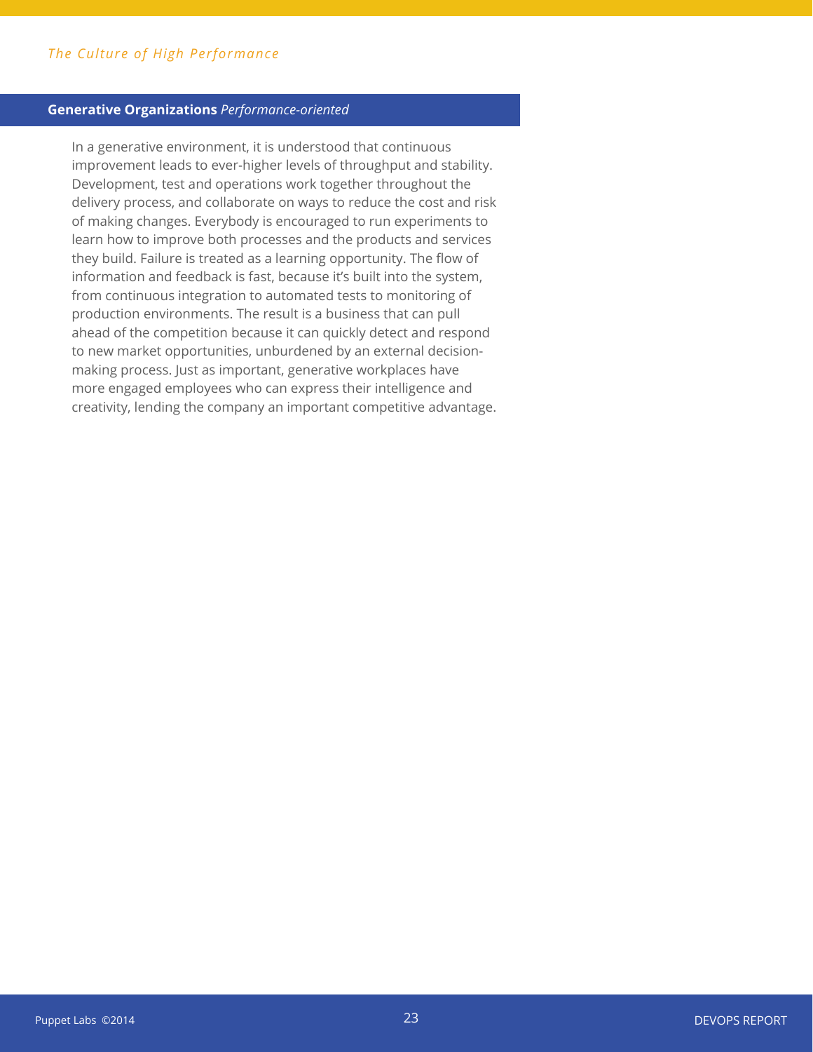### **Generative Organizations** *Performance-oriented*

In a generative environment, it is understood that continuous improvement leads to ever-higher levels of throughput and stability. Development, test and operations work together throughout the delivery process, and collaborate on ways to reduce the cost and risk of making changes. Everybody is encouraged to run experiments to learn how to improve both processes and the products and services they build. Failure is treated as a learning opportunity. The flow of information and feedback is fast, because it's built into the system, from continuous integration to automated tests to monitoring of production environments. The result is a business that can pull ahead of the competition because it can quickly detect and respond to new market opportunities, unburdened by an external decision-making process. Just as important, generative workplaces have more engaged employees who can express their intelligence and creativity, lending the company an important competitive advantage.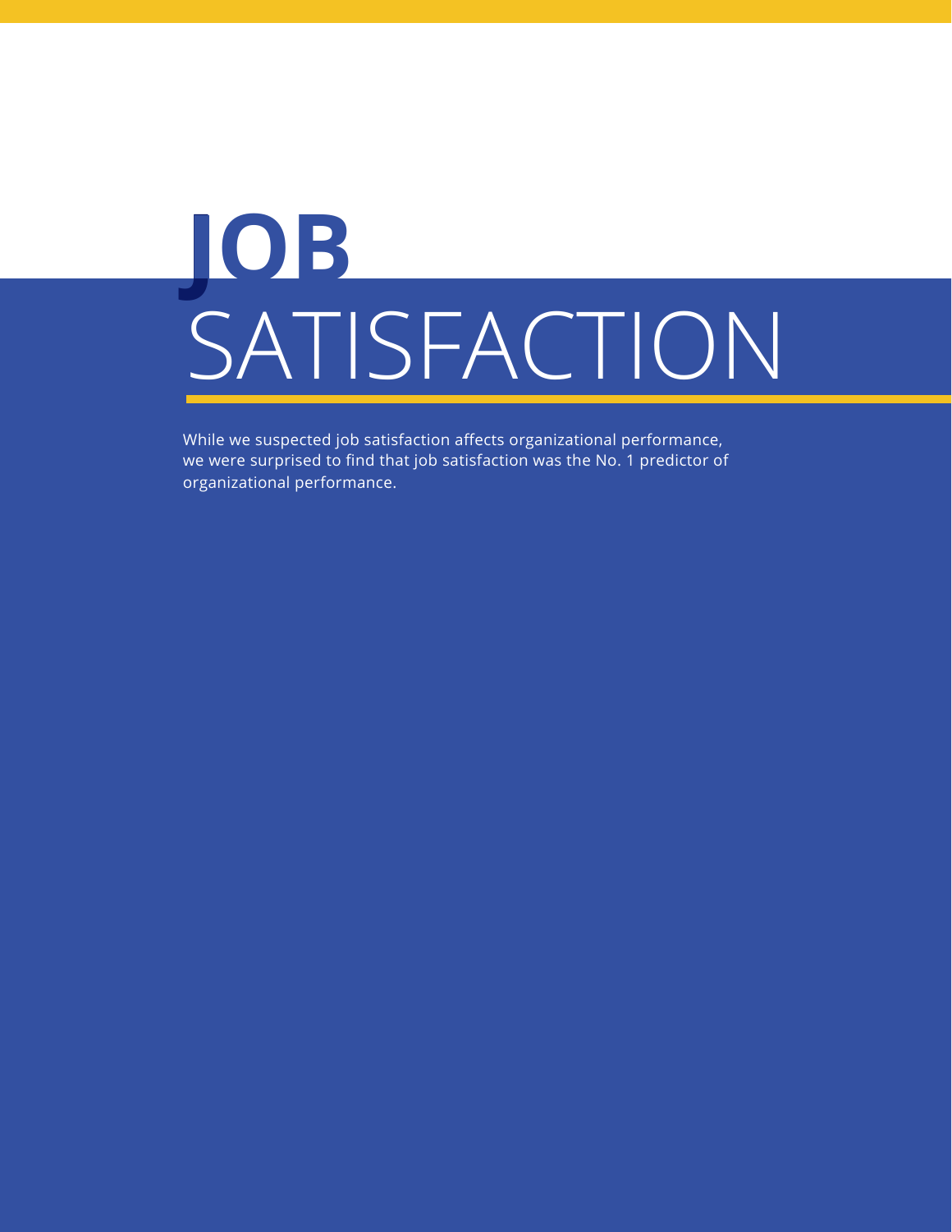# JOB SATISFACTION

While we suspected job satisfaction affects organizational performance, we were surprised to find that job satisfaction was the No. 1 predictor of organizational performance.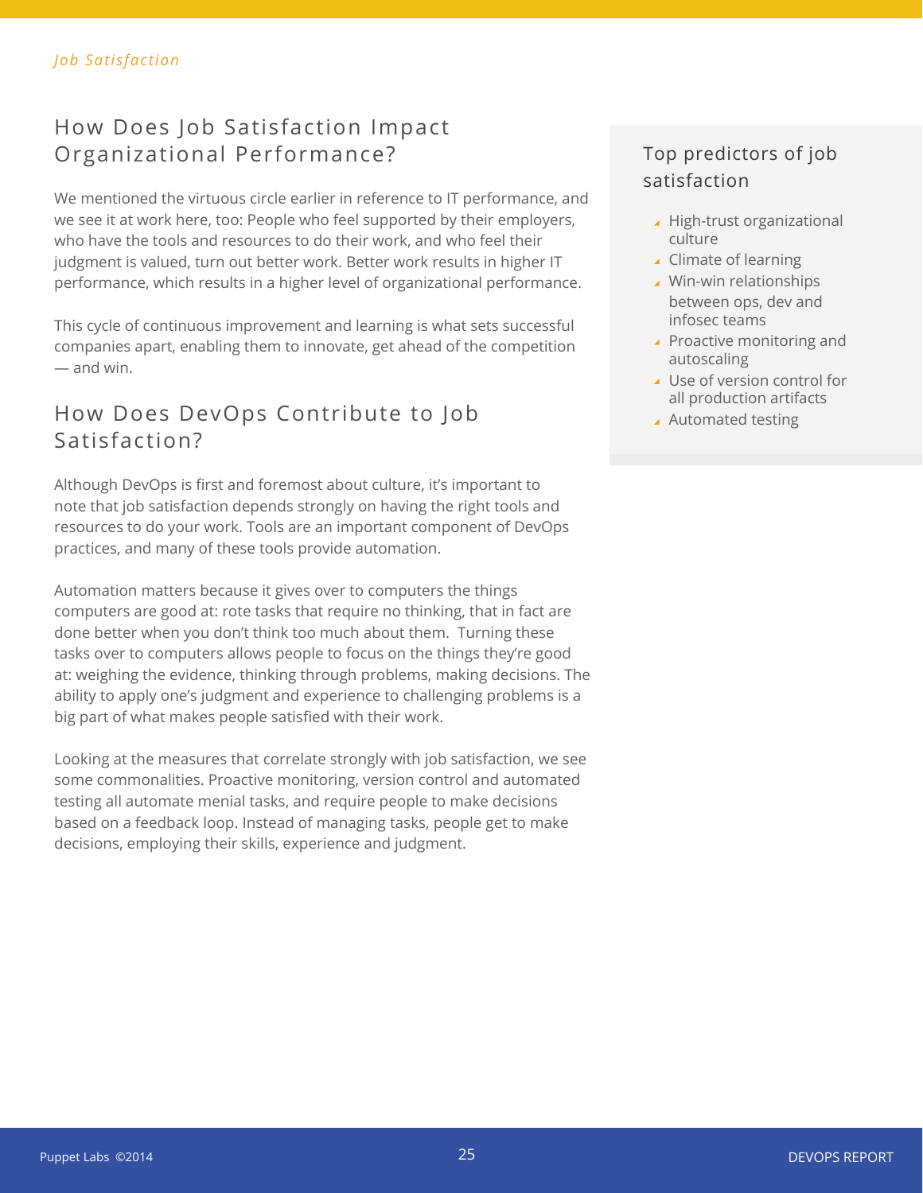## How Does Job Satisfaction Impact Organizational Performance?

We mentioned the virtuous circle earlier in reference to IT performance, and we see it at work here, too: People who feel supported by their employers, who have the tools and resources to do their work, and who feel their judgment is valued, turn out better work. Better work results in higher IT performance, which results in a higher level of organizational performance.

This cycle of continuous improvement and learning is what sets successful companies apart, enabling them to innovate, get ahead of the competition — and win.

## How Does DevOps Contribute to Job Satisfaction?

Although DevOps is first and foremost about culture, it's important to note that job satisfaction depends strongly on having the right tools and resources to do your work. Tools are an important component of DevOps practices, and many of these tools provide automation.

Automation matters because it gives over to computers the things computers are good at: rote tasks that require no thinking, that in fact are done better when you don't think too much about them. Turning these tasks over to computers allows people to focus on the things they're good at: weighing the evidence, thinking through problems, making decisions. The ability to apply one's judgment and experience to challenging problems is a big part of what makes people satisfied with their work.

Looking at the measures that correlate strongly with job satisfaction, we see some commonalities. Proactive monitoring, version control and automated testing all automate menial tasks, and require people to make decisions based on a feedback loop. Instead of managing tasks, people get to make decisions, employing their skills, experience and judgment.

### Top predictors of job satisfaction

- High-trust organizational culture
- Climate of learning
- Win-win relationships between ops, dev and infosec teams
- Proactive monitoring and autoscaling
- Use of version control for all production artifacts
- Automated testing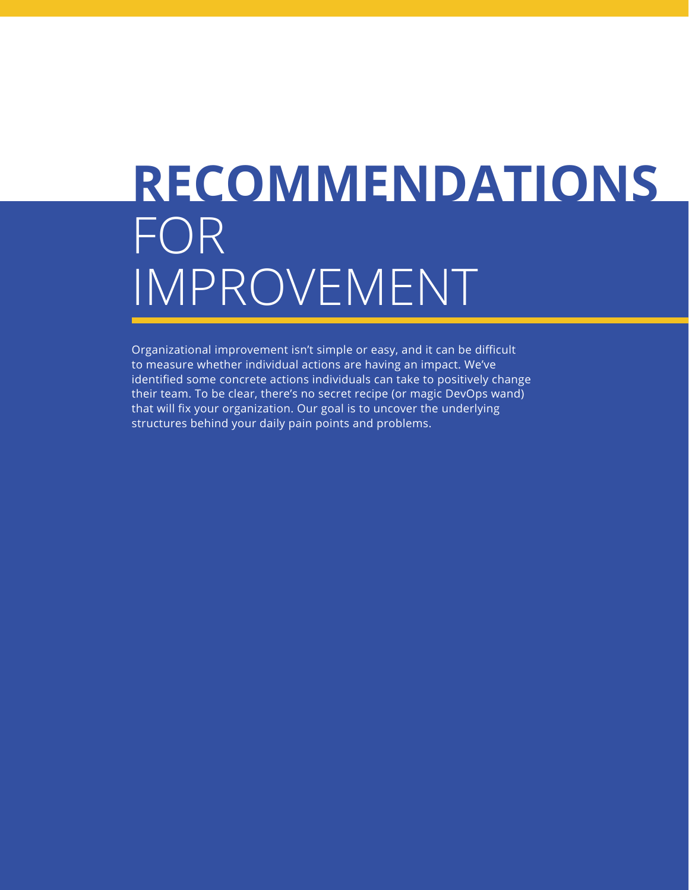# RECOMMENDATIONS FOR IMPROVEMENT

Organizational improvement isn't simple or easy, and it can be difficult to measure whether individual actions are having an impact. We've identified some concrete actions individuals can take to positively change their team. To be clear, there's no secret recipe (or magic DevOps wand) that will fix your organization. Our goal is to uncover the underlying structures behind your daily pain points and problems.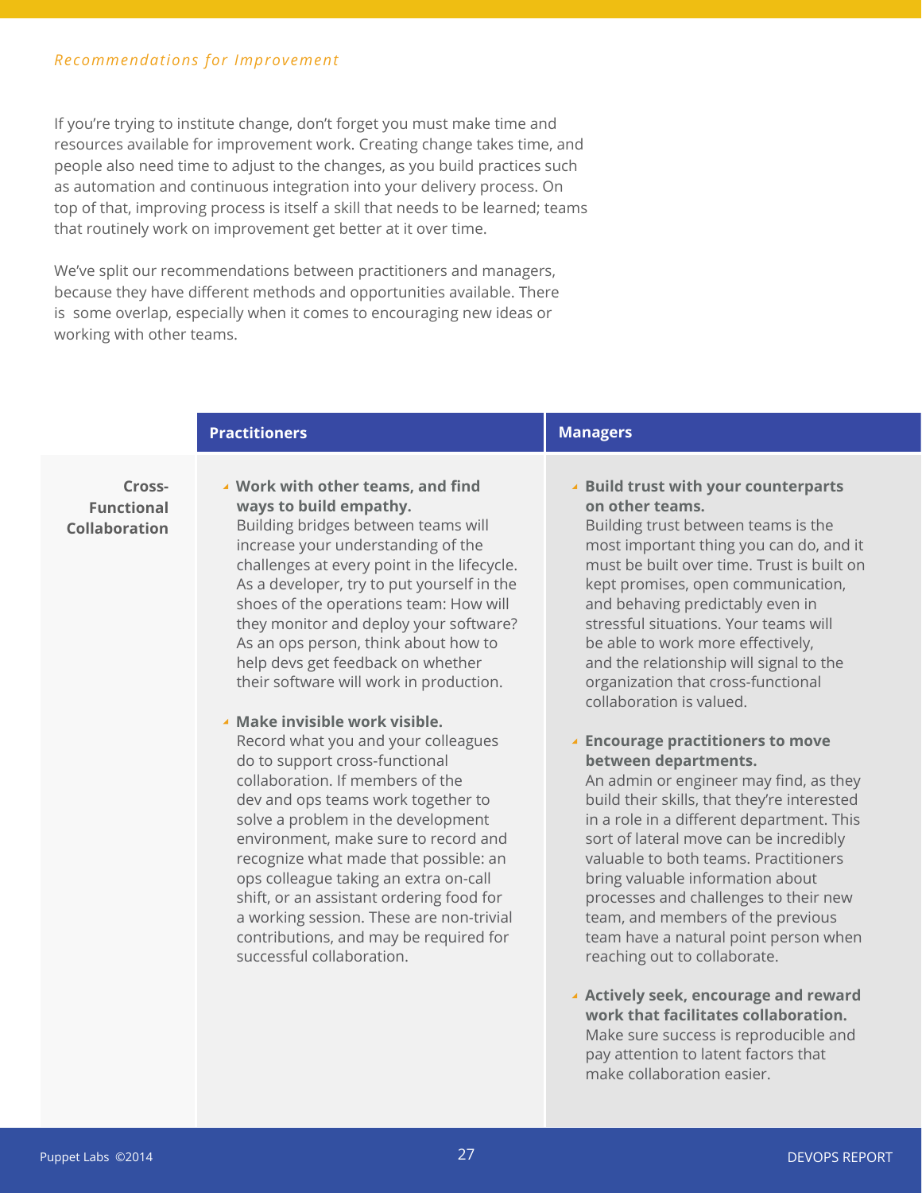*Recommendations for Improvement*

If you're trying to institute change, don't forget you must make time and resources available for improvement work. Creating change takes time, and people also need time to adjust to the changes, as you build practices such as automation and continuous integration into your delivery process. On top of that, improving process is itself a skill that needs to be learned; teams that routinely work on improvement get better at it over time.

We've split our recommendations between practitioners and managers, because they have different methods and opportunities available. There is some overlap, especially when it comes to encouraging new ideas or working with other teams.

| | Practitioners | Managers |
|---|---|---|
| **Cross-Functional Collaboration** | **Work with other teams, and find ways to build empathy.** Building bridges between teams will increase your understanding of the challenges at every point in the lifecycle. As a developer, try to put yourself in the shoes of the operations team: How will they monitor and deploy your software? As an ops person, think about how to help devs get feedback on whether their software will work in production. <br><br> **Make invisible work visible.** Record what you and your colleagues do to support cross-functional collaboration. If members of the dev and ops teams work together to solve a problem in the development environment, make sure to record and recognize what made that possible: an ops colleague taking an extra on-call shift, or an assistant ordering food for a working session. These are non-trivial contributions, and may be required for successful collaboration. | **Build trust with your counterparts on other teams.** Building trust between teams is the most important thing you can do, and it must be built over time. Trust is built on kept promises, open communication, and behaving predictably even in stressful situations. Your teams will be able to work more effectively, and the relationship will signal to the organization that cross-functional collaboration is valued. <br><br> **Encourage practitioners to move between departments.** An admin or engineer may find, as they build their skills, that they're interested in a role in a different department. This sort of lateral move can be incredibly valuable to both teams. Practitioners bring valuable information about processes and challenges to their new team, and members of the previous team have a natural point person when reaching out to collaborate. <br><br> **Actively seek, encourage and reward work that facilitates collaboration.** Make sure success is reproducible and pay attention to latent factors that make collaboration easier. |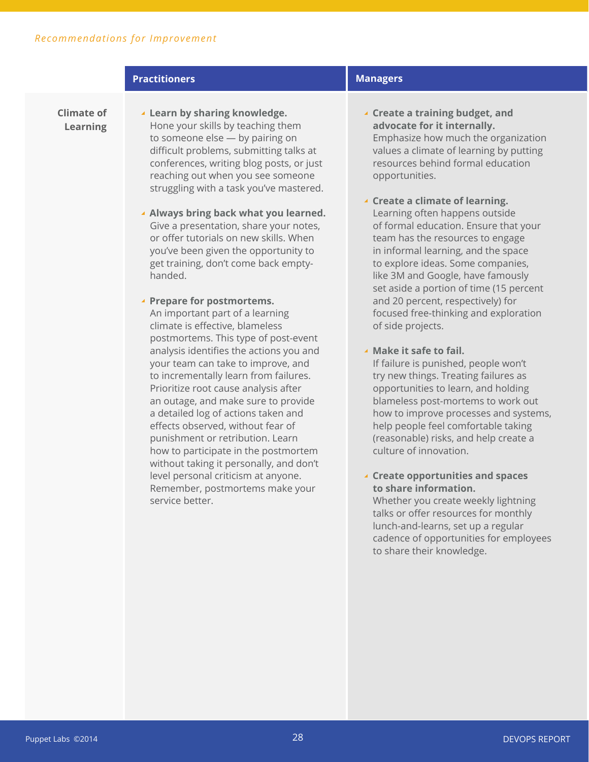*Recommendations for Improvement*

| | Practitioners | Managers |
|---|---|---|
| **Climate of Learning** | **Learn by sharing knowledge.** Hone your skills by teaching them to someone else — by pairing on difficult problems, submitting talks at conferences, writing blog posts, or just reaching out when you see someone struggling with a task you've mastered.<br><br>**Always bring back what you learned.** Give a presentation, share your notes, or offer tutorials on new skills. When you've been given the opportunity to get training, don't come back empty-handed.<br><br>**Prepare for postmortems.** An important part of a learning climate is effective, blameless postmortems. This type of post-event analysis identifies the actions you and your team can take to improve, and to incrementally learn from failures. Prioritize root cause analysis after an outage, and make sure to provide a detailed log of actions taken and effects observed, without fear of punishment or retribution. Learn how to participate in the postmortem without taking it personally, and don't level personal criticism at anyone. Remember, postmortems make your service better. | **Create a training budget, and advocate for it internally.** Emphasize how much the organization values a climate of learning by putting resources behind formal education opportunities.<br><br>**Create a climate of learning.** Learning often happens outside of formal education. Ensure that your team has the resources to engage in informal learning, and the space to explore ideas. Some companies, like 3M and Google, have famously set aside a portion of time (15 percent and 20 percent, respectively) for focused free-thinking and exploration of side projects.<br><br>**Make it safe to fail.** If failure is punished, people won't try new things. Treating failures as opportunities to learn, and holding blameless post-mortems to work out how to improve processes and systems, help people feel comfortable taking (reasonable) risks, and help create a culture of innovation.<br><br>**Create opportunities and spaces to share information.** Whether you create weekly lightning talks or offer resources for monthly lunch-and-learns, set up a regular cadence of opportunities for employees to share their knowledge. |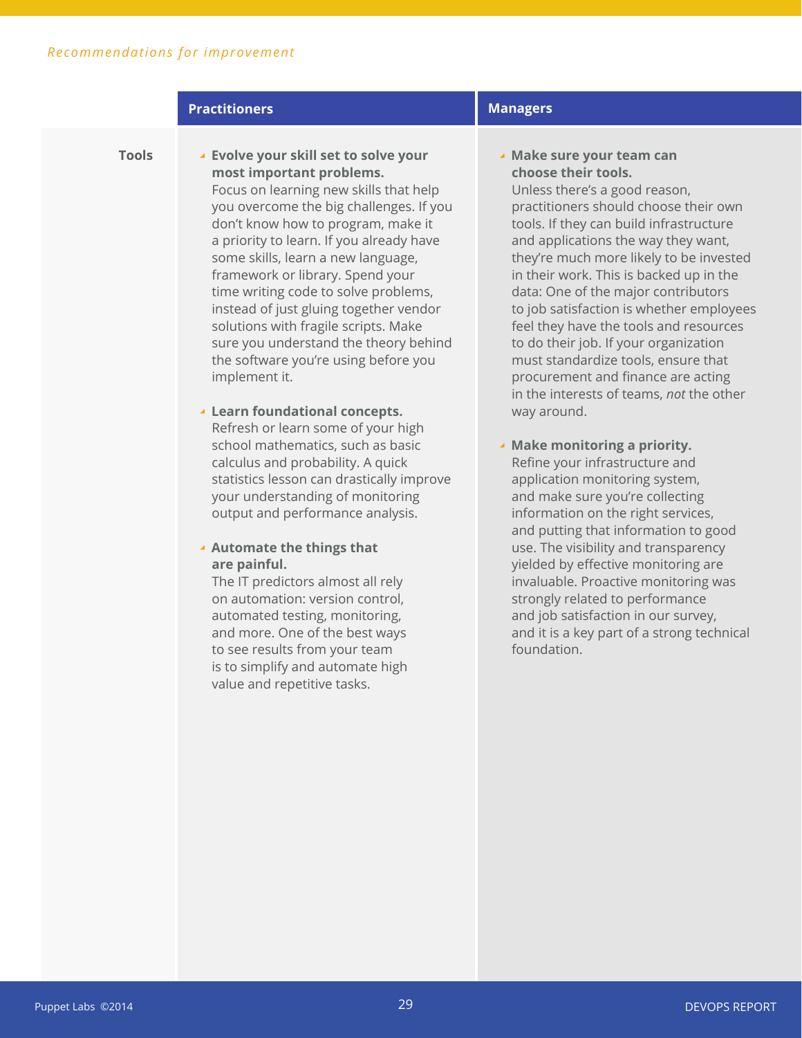*Recommendations for improvement*

| | Practitioners | Managers |
|---|---|---|
| **Tools** | **Evolve your skill set to solve your most important problems.** Focus on learning new skills that help you overcome the big challenges. If you don't know how to program, make it a priority to learn. If you already have some skills, learn a new language, framework or library. Spend your time writing code to solve problems, instead of just gluing together vendor solutions with fragile scripts. Make sure you understand the theory behind the software you're using before you implement it. <br><br> **Learn foundational concepts.** Refresh or learn some of your high school mathematics, such as basic calculus and probability. A quick statistics lesson can drastically improve your understanding of monitoring output and performance analysis. <br><br> **Automate the things that are painful.** The IT predictors almost all rely on automation: version control, automated testing, monitoring, and more. One of the best ways to see results from your team is to simplify and automate high value and repetitive tasks. | **Make sure your team can choose their tools.** Unless there's a good reason, practitioners should choose their own tools. If they can build infrastructure and applications the way they want, they're much more likely to be invested in their work. This is backed up in the data: One of the major contributors to job satisfaction is whether employees feel they have the tools and resources to do their job. If your organization must standardize tools, ensure that procurement and finance are acting in the interests of teams, *not* the other way around. <br><br> **Make monitoring a priority.** Refine your infrastructure and application monitoring system, and make sure you're collecting information on the right services, and putting that information to good use. The visibility and transparency yielded by effective monitoring are invaluable. Proactive monitoring was strongly related to performance and job satisfaction in our survey, and it is a key part of a strong technical foundation. |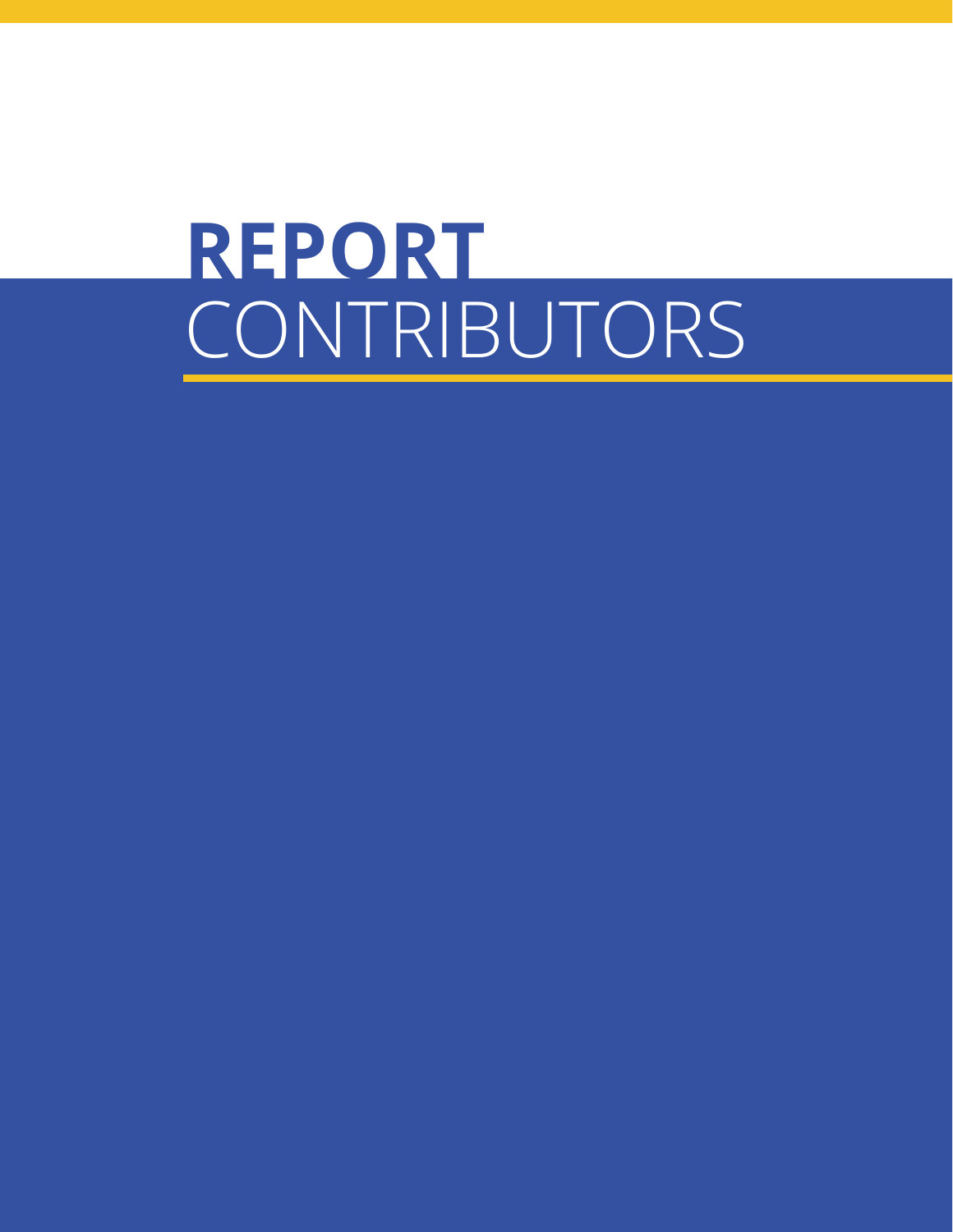# REPORT CONTRIBUTORS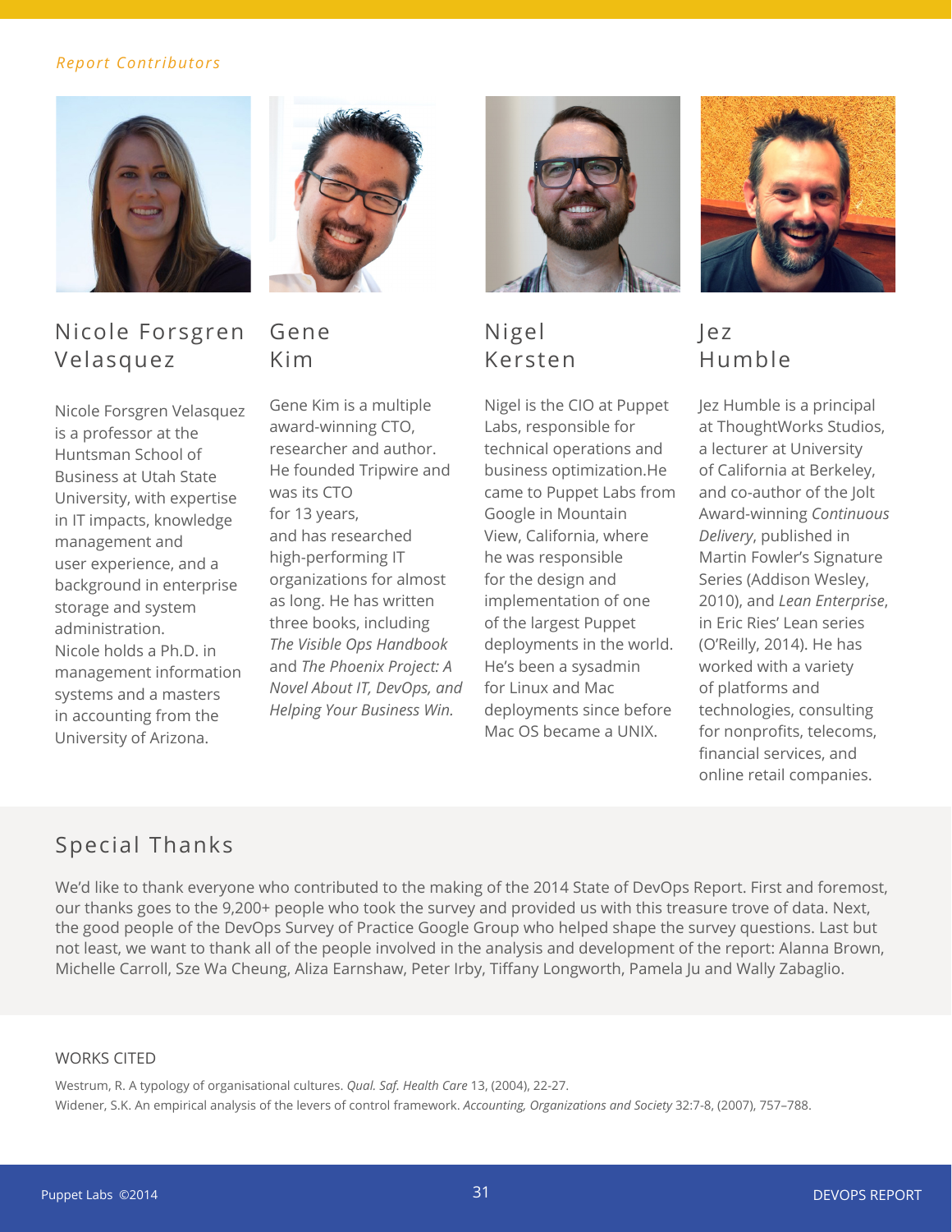*Report Contributors*

## Nicole Forsgren Velasquez

Nicole Forsgren Velasquez is a professor at the Huntsman School of Business at Utah State University, with expertise in IT impacts, knowledge management and user experience, and a background in enterprise storage and system administration. Nicole holds a Ph.D. in management information systems and a masters in accounting from the University of Arizona.

## Gene Kim

Gene Kim is a multiple award-winning CTO, researcher and author. He founded Tripwire and was its CTO for 13 years, and has researched high-performing IT organizations for almost as long. He has written three books, including *The Visible Ops Handbook* and *The Phoenix Project: A Novel About IT, DevOps, and Helping Your Business Win.*

## Nigel Kersten

Nigel is the CIO at Puppet Labs, responsible for technical operations and business optimization.He came to Puppet Labs from Google in Mountain View, California, where he was responsible for the design and implementation of one of the largest Puppet deployments in the world. He's been a sysadmin for Linux and Mac deployments since before Mac OS became a UNIX.

## Jez Humble

Jez Humble is a principal at ThoughtWorks Studios, a lecturer at University of California at Berkeley, and co-author of the Jolt Award-winning *Continuous Delivery*, published in Martin Fowler's Signature Series (Addison Wesley, 2010), and *Lean Enterprise*, in Eric Ries' Lean series (O'Reilly, 2014). He has worked with a variety of platforms and technologies, consulting for nonprofits, telecoms, financial services, and online retail companies.

## Special Thanks

We'd like to thank everyone who contributed to the making of the 2014 State of DevOps Report. First and foremost, our thanks goes to the 9,200+ people who took the survey and provided us with this treasure trove of data. Next, the good people of the DevOps Survey of Practice Google Group who helped shape the survey questions. Last but not least, we want to thank all of the people involved in the analysis and development of the report: Alanna Brown, Michelle Carroll, Sze Wa Cheung, Aliza Earnshaw, Peter Irby, Tiffany Longworth, Pamela Ju and Wally Zabaglio.

### WORKS CITED

Westrum, R. A typology of organisational cultures. *Qual. Saf. Health Care* 13, (2004), 22-27.

Widener, S.K. An empirical analysis of the levers of control framework. *Accounting, Organizations and Society* 32:7-8, (2007), 757–788.